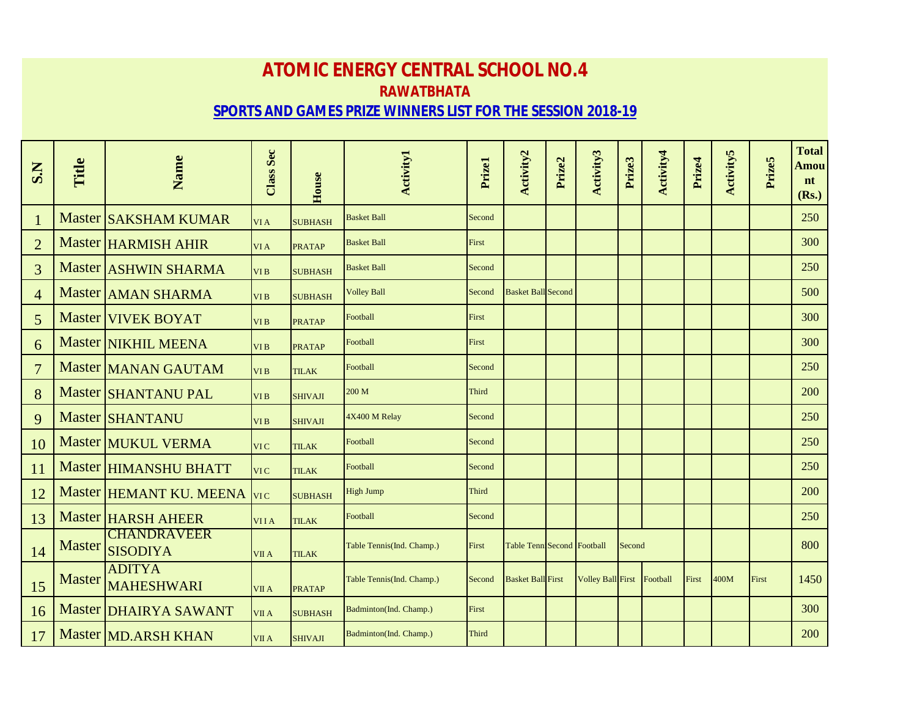# ATOMIC ENERGY CENTRAL SCHOOL NO.4

## RAWATBHATA

### SPORTS AND GAMES PRIZE WINNERS LIST FOR THE SESSION 2018-19

| S.N | Title | Name | Class Sec | House | Activity1 | Prize1 | Activity2 | Prize2 | Activity3 | Prize3 | Activity4 | Prize4 | Activity5 | Prize5 | Total Amount (Rs.) |
|---|---|---|---|---|---|---|---|---|---|---|---|---|---|---|---|
| 1 | Master | SAKSHAM KUMAR | VI A | SUBHASH | Basket Ball | Second | | | | | | | | | 250 |
| 2 | Master | HARMISH AHIR | VI A | PRATAP | Basket Ball | First | | | | | | | | | 300 |
| 3 | Master | ASHWIN SHARMA | VI B | SUBHASH | Basket Ball | Second | | | | | | | | | 250 |
| 4 | Master | AMAN SHARMA | VI B | SUBHASH | Volley Ball | Second | Basket Ball | Second | | | | | | | 500 |
| 5 | Master | VIVEK BOYAT | VI B | PRATAP | Football | First | | | | | | | | | 300 |
| 6 | Master | NIKHIL MEENA | VI B | PRATAP | Football | First | | | | | | | | | 300 |
| 7 | Master | MANAN GAUTAM | VI B | TILAK | Football | Second | | | | | | | | | 250 |
| 8 | Master | SHANTANU PAL | VI B | SHIVAJI | 200 M | Third | | | | | | | | | 200 |
| 9 | Master | SHANTANU | VI B | SHIVAJI | 4X400 M Relay | Second | | | | | | | | | 250 |
| 10 | Master | MUKUL VERMA | VI C | TILAK | Football | Second | | | | | | | | | 250 |
| 11 | Master | HIMANSHU BHATT | VI C | TILAK | Football | Second | | | | | | | | | 250 |
| 12 | Master | HEMANT KU. MEENA | VI C | SUBHASH | High Jump | Third | | | | | | | | | 200 |
| 13 | Master | HARSH AHEER | VII A | TILAK | Football | Second | | | | | | | | | 250 |
| 14 | Master | CHANDRAVEER SISODIYA | VII A | TILAK | Table Tennis(Ind. Champ.) | First | Table Tenni | Second | Football | Second | | | | | 800 |
| 15 | Master | ADITYA MAHESHWARI | VII A | PRATAP | Table Tennis(Ind. Champ.) | Second | Basket Ball | First | Volley Ball | First | Football | First | 400M | First | 1450 |
| 16 | Master | DHAIRYA SAWANT | VII A | SUBHASH | Badminton(Ind. Champ.) | First | | | | | | | | | 300 |
| 17 | Master | MD.ARSH KHAN | VII A | SHIVAJI | Badminton(Ind. Champ.) | Third | | | | | | | | | 200 |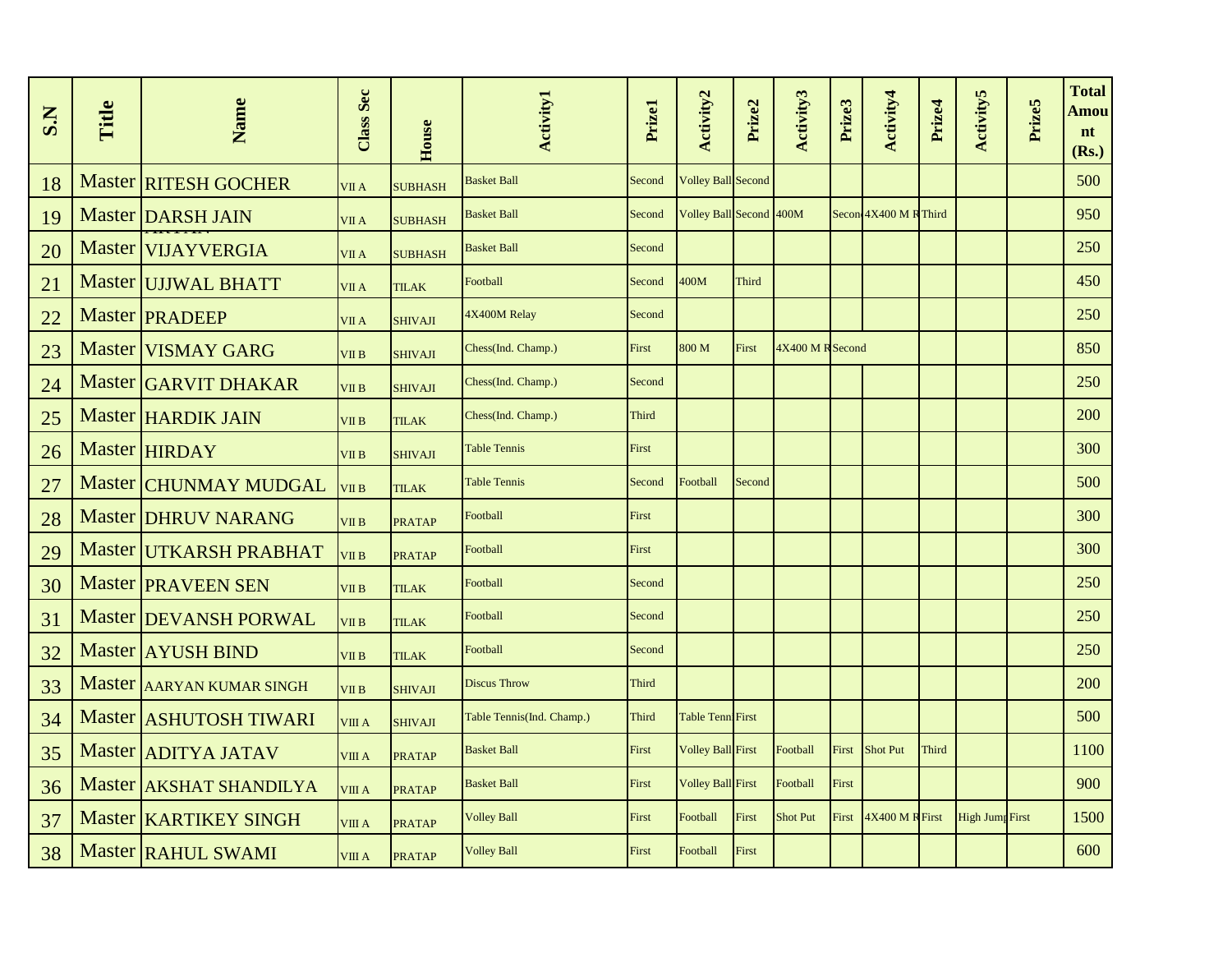| S.N | Title | Name | Class Sec | House | Activity1 | Prize1 | Activity2 | Prize2 | Activity3 | Prize3 | Activity4 | Prize4 | Activity5 | Prize5 | Total Amount (Rs.) |
|---|---|---|---|---|---|---|---|---|---|---|---|---|---|---|---|
| 18 | Master | RITESH GOCHER | VII A | SUBHASH | Basket Ball | Second | Volley Ball | Second | | | | | | | 500 |
| 19 | Master | DARSH JAIN | VII A | SUBHASH | Basket Ball | Second | Volley Ball | Second | 400M | Second | 4X400 M R | Third | | | 950 |
| 20 | Master | VIJAYVERGIA | VII A | SUBHASH | Basket Ball | Second | | | | | | | | | 250 |
| 21 | Master | UJJWAL BHATT | VII A | TILAK | Football | Second | 400M | Third | | | | | | | 450 |
| 22 | Master | PRADEEP | VII A | SHIVAJI | 4X400M Relay | Second | | | | | | | | | 250 |
| 23 | Master | VISMAY GARG | VII B | SHIVAJI | Chess(Ind. Champ.) | First | 800 M | First | 4X400 M R | Second | | | | | 850 |
| 24 | Master | GARVIT DHAKAR | VII B | SHIVAJI | Chess(Ind. Champ.) | Second | | | | | | | | | 250 |
| 25 | Master | HARDIK JAIN | VII B | TILAK | Chess(Ind. Champ.) | Third | | | | | | | | | 200 |
| 26 | Master | HIRDAY | VII B | SHIVAJI | Table Tennis | First | | | | | | | | | 300 |
| 27 | Master | CHUNMAY MUDGAL | VII B | TILAK | Table Tennis | Second | Football | Second | | | | | | | 500 |
| 28 | Master | DHRUV NARANG | VII B | PRATAP | Football | First | | | | | | | | | 300 |
| 29 | Master | UTKARSH PRABHAT | VII B | PRATAP | Football | First | | | | | | | | | 300 |
| 30 | Master | PRAVEEN SEN | VII B | TILAK | Football | Second | | | | | | | | | 250 |
| 31 | Master | DEVANSH PORWAL | VII B | TILAK | Football | Second | | | | | | | | | 250 |
| 32 | Master | AYUSH BIND | VII B | TILAK | Football | Second | | | | | | | | | 250 |
| 33 | Master | AARYAN KUMAR SINGH | VII B | SHIVAJI | Discus Throw | Third | | | | | | | | | 200 |
| 34 | Master | ASHUTOSH TIWARI | VIII A | SHIVAJI | Table Tennis(Ind. Champ.) | Third | Table Tenni | First | | | | | | | 500 |
| 35 | Master | ADITYA JATAV | VIII A | PRATAP | Basket Ball | First | Volley Ball | First | Football | First | Shot Put | Third | | | 1100 |
| 36 | Master | AKSHAT SHANDILYA | VIII A | PRATAP | Basket Ball | First | Volley Ball | First | Football | First | | | | | 900 |
| 37 | Master | KARTIKEY SINGH | VIII A | PRATAP | Volley Ball | First | Football | First | Shot Put | First | 4X400 M R | First | High Jump | First | 1500 |
| 38 | Master | RAHUL SWAMI | VIII A | PRATAP | Volley Ball | First | Football | First | | | | | | | 600 |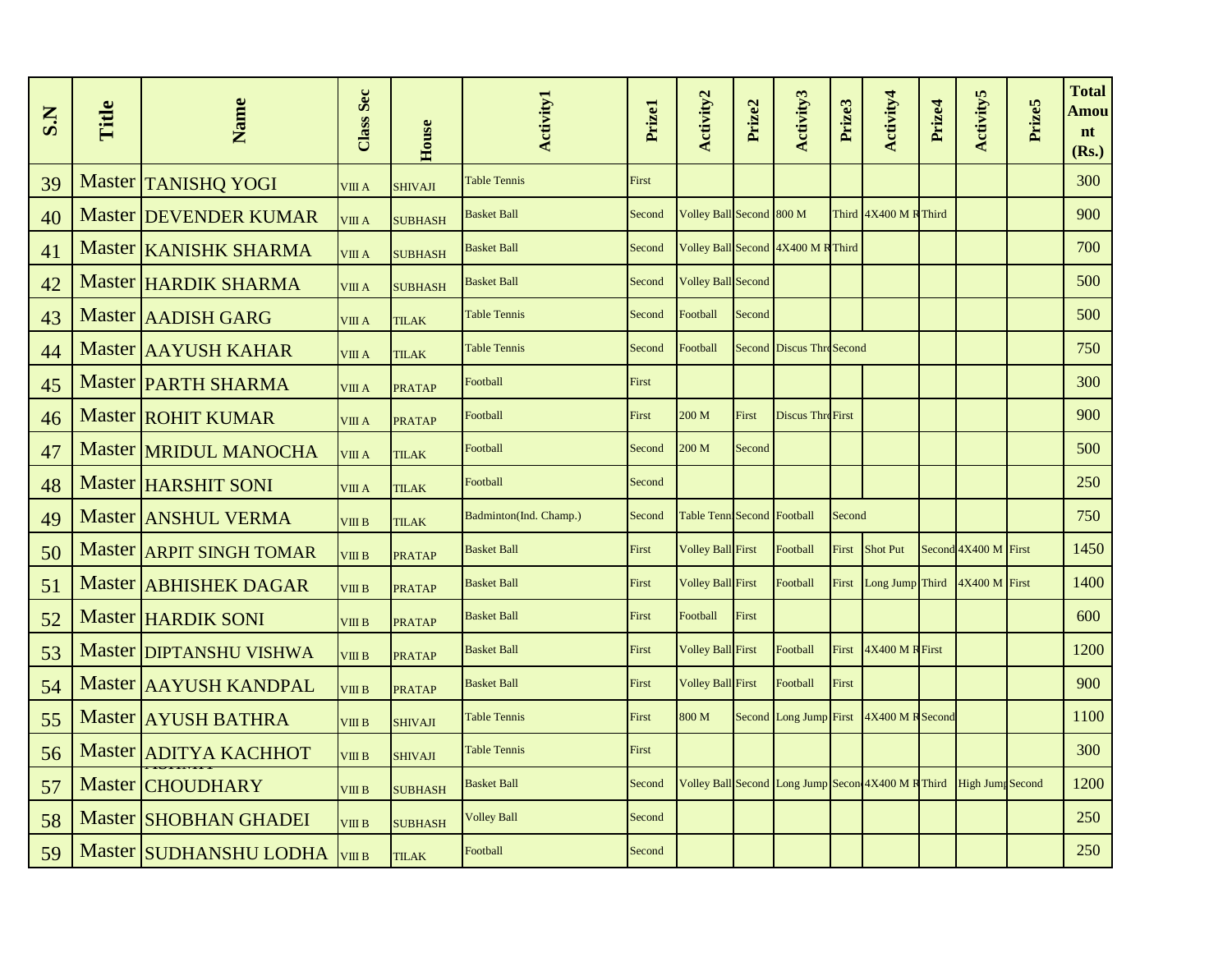| S.N | Title | Name | Class Sec | House | Activity1 | Prize1 | Activity2 | Prize2 | Activity3 | Prize3 | Activity4 | Prize4 | Activity5 | Prize5 | Total Amount (Rs.) |
|---|---|---|---|---|---|---|---|---|---|---|---|---|---|---|---|
| 39 | Master | TANISHQ YOGI | VIII A | SHIVAJI | Table Tennis | First | | | | | | | | | 300 |
| 40 | Master | DEVENDER KUMAR | VIII A | SUBHASH | Basket Ball | Second | Volley Ball | Second | 800 M | Third | 4X400 M R | Third | | | 900 |
| 41 | Master | KANISHK SHARMA | VIII A | SUBHASH | Basket Ball | Second | Volley Ball | Second | 4X400 M R | Third | | | | | 700 |
| 42 | Master | HARDIK SHARMA | VIII A | SUBHASH | Basket Ball | Second | Volley Ball | Second | | | | | | | 500 |
| 43 | Master | AADISH GARG | VIII A | TILAK | Table Tennis | Second | Football | Second | | | | | | | 500 |
| 44 | Master | AAYUSH KAHAR | VIII A | TILAK | Table Tennis | Second | Football | Second | Discus Thro | Second | | | | | 750 |
| 45 | Master | PARTH SHARMA | VIII A | PRATAP | Football | First | | | | | | | | | 300 |
| 46 | Master | ROHIT KUMAR | VIII A | PRATAP | Football | First | 200 M | First | Discus Thro | First | | | | | 900 |
| 47 | Master | MRIDUL MANOCHA | VIII A | TILAK | Football | Second | 200 M | Second | | | | | | | 500 |
| 48 | Master | HARSHIT SONI | VIII A | TILAK | Football | Second | | | | | | | | | 250 |
| 49 | Master | ANSHUL VERMA | VIII B | TILAK | Badminton(Ind. Champ.) | Second | Table Tenn | Second | Football | Second | | | | | 750 |
| 50 | Master | ARPIT SINGH TOMAR | VIII B | PRATAP | Basket Ball | First | Volley Ball | First | Football | First | Shot Put | Second | 4X400 M | First | 1450 |
| 51 | Master | ABHISHEK DAGAR | VIII B | PRATAP | Basket Ball | First | Volley Ball | First | Football | First | Long Jump | Third | 4X400 M | First | 1400 |
| 52 | Master | HARDIK SONI | VIII B | PRATAP | Basket Ball | First | Football | First | | | | | | | 600 |
| 53 | Master | DIPTANSHU VISHWA | VIII B | PRATAP | Basket Ball | First | Volley Ball | First | Football | First | 4X400 M R | First | | | 1200 |
| 54 | Master | AAYUSH KANDPAL | VIII B | PRATAP | Basket Ball | First | Volley Ball | First | Football | First | | | | | 900 |
| 55 | Master | AYUSH BATHRA | VIII B | SHIVAJI | Table Tennis | First | 800 M | Second | Long Jump | First | 4X400 M R | Second | | | 1100 |
| 56 | Master | ADITYA KACHHOT | VIII B | SHIVAJI | Table Tennis | First | | | | | | | | | 300 |
| 57 | Master | ASHMIT CHOUDHARY | VIII B | SUBHASH | Basket Ball | Second | Volley Ball | Second | Long Jump | Second | 4X400 M R | Third | High Jump | Second | 1200 |
| 58 | Master | SHOBHAN GHADEI | VIII B | SUBHASH | Volley Ball | Second | | | | | | | | | 250 |
| 59 | Master | SUDHANSHU LODHA | VIII B | TILAK | Football | Second | | | | | | | | | 250 |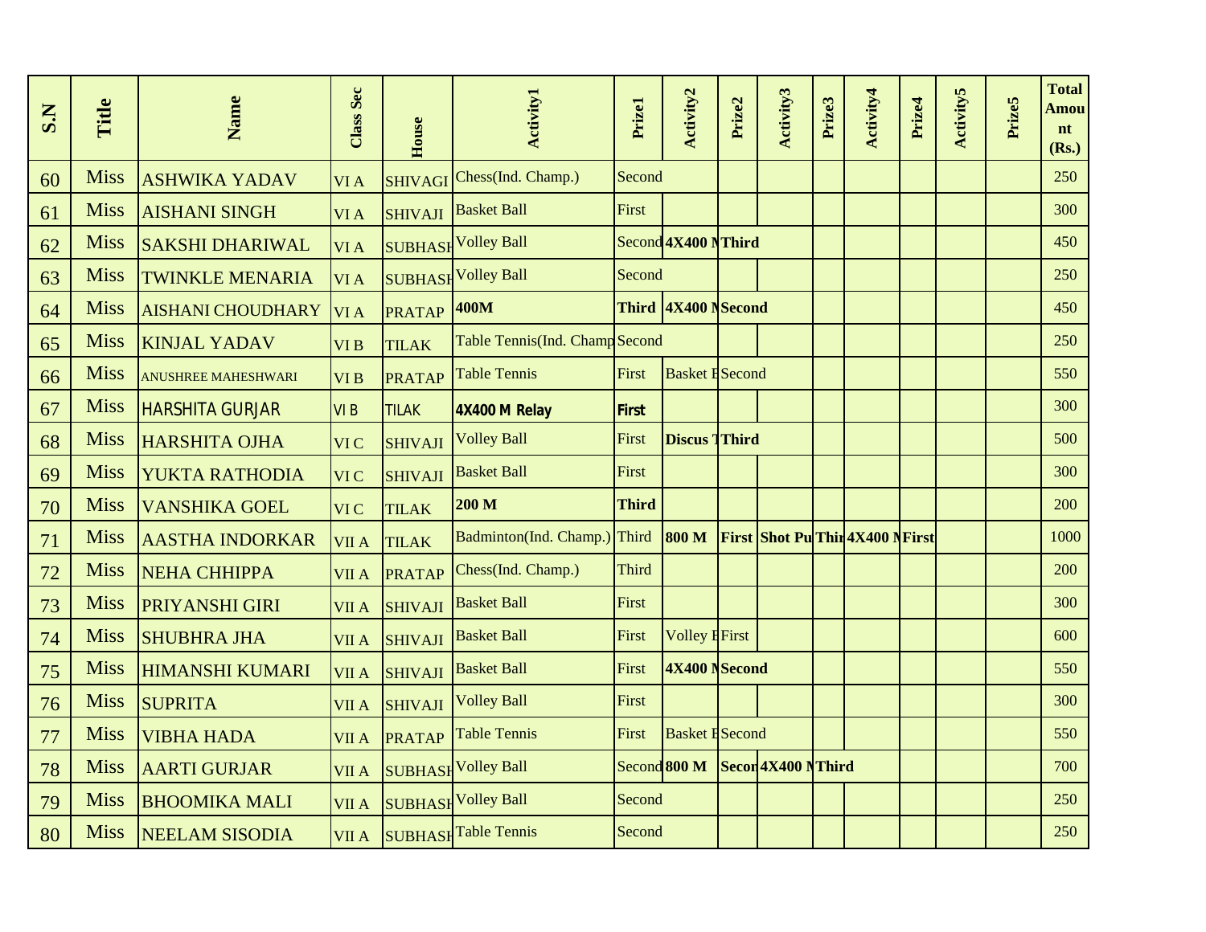| S.N | Title | Name | Class Sec | House | Activity1 | Prize1 | Activity2 | Prize2 | Activity3 | Prize3 | Activity4 | Prize4 | Activity5 | Prize5 | Total Amount (Rs.) |
|---|---|---|---|---|---|---|---|---|---|---|---|---|---|---|---|
| 60 | Miss | ASHWIKA YADAV | VI A | SHIVAGI | Chess(Ind. Champ.) | Second | | | | | | | | | 250 |
| 61 | Miss | AISHANI SINGH | VI A | SHIVAJI | Basket Ball | First | | | | | | | | | 300 |
| 62 | Miss | SAKSHI DHARIWAL | VI A | SUBHASH | Volley Ball | Second | **4X400 M** | **Third** | | | | | | | 450 |
| 63 | Miss | TWINKLE MENARIA | VI A | SUBHASH | Volley Ball | Second | | | | | | | | | 250 |
| 64 | Miss | AISHANI CHOUDHARY | VI A | PRATAP | **400M** | **Third** | **4X400 M** | **Second** | | | | | | | 450 |
| 65 | Miss | KINJAL YADAV | VI B | TILAK | Table Tennis(Ind. Champ | Second | | | | | | | | | 250 |
| 66 | Miss | ANUSHREE MAHESHWARI | VI B | PRATAP | Table Tennis | First | Basket B | Second | | | | | | | 550 |
| 67 | Miss | HARSHITA GURJAR | VI B | TILAK | **4X400 M Relay** | **First** | | | | | | | | | 300 |
| 68 | Miss | HARSHITA OJHA | VI C | SHIVAJI | Volley Ball | First | **Discus T** | **Third** | | | | | | | 500 |
| 69 | Miss | YUKTA RATHODIA | VI C | SHIVAJI | Basket Ball | First | | | | | | | | | 300 |
| 70 | Miss | VANSHIKA GOEL | VI C | TILAK | **200 M** | **Third** | | | | | | | | | 200 |
| 71 | Miss | AASTHA INDORKAR | VII A | TILAK | Badminton(Ind. Champ.) | Third | **800 M** | **First** | **Shot Pu** | **Thir** | **4X400 M** | **First** | | | 1000 |
| 72 | Miss | NEHA CHHIPPA | VII A | PRATAP | Chess(Ind. Champ.) | Third | | | | | | | | | 200 |
| 73 | Miss | PRIYANSHI GIRI | VII A | SHIVAJI | Basket Ball | First | | | | | | | | | 300 |
| 74 | Miss | SHUBHRA JHA | VII A | SHIVAJI | Basket Ball | First | Volley B | First | | | | | | | 600 |
| 75 | Miss | HIMANSHI KUMARI | VII A | SHIVAJI | Basket Ball | First | **4X400 M** | **Second** | | | | | | | 550 |
| 76 | Miss | SUPRITA | VII A | SHIVAJI | Volley Ball | First | | | | | | | | | 300 |
| 77 | Miss | VIBHA HADA | VII A | PRATAP | Table Tennis | First | Basket B | Second | | | | | | | 550 |
| 78 | Miss | AARTI GURJAR | VII A | SUBHASH | Volley Ball | Second | **800 M** | **Secon** | **4X400 M** | **Third** | | | | | 700 |
| 79 | Miss | BHOOMIKA MALI | VII A | SUBHASH | Volley Ball | Second | | | | | | | | | 250 |
| 80 | Miss | NEELAM SISODIA | VII A | SUBHASH | Table Tennis | Second | | | | | | | | | 250 |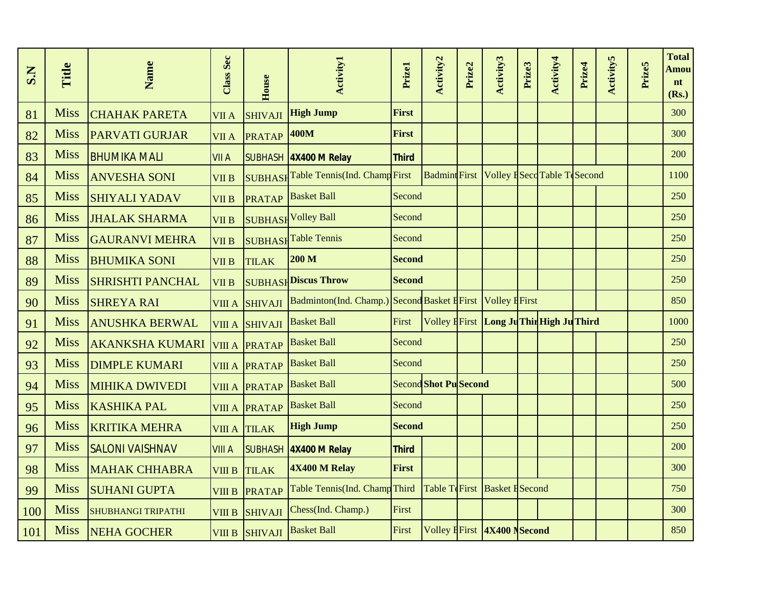| S.N | Title | Name | Class Sec | House | Activity1 | Prize1 | Activity2 | Prize2 | Activity3 | Prize3 | Activity4 | Prize4 | Activity5 | Prize5 | Total Amount (Rs.) |
|---|---|---|---|---|---|---|---|---|---|---|---|---|---|---|---|
| 81 | Miss | CHAHAK PARETA | VII A | SHIVAJI | **High Jump** | **First** | | | | | | | | | 300 |
| 82 | Miss | PARVATI GURJAR | VII A | PRATAP | **400M** | **First** | | | | | | | | | 300 |
| 83 | Miss | BHUMIKA MALI | VII A | SUBHASH | **4X400 M Relay** | **Third** | | | | | | | | | 200 |
| 84 | Miss | ANVESHA SONI | VII B | SUBHASH | Table Tennis(Ind. Champ | First | Badmint | First | Volley B | Secon | Table Te | Second | | | 1100 |
| 85 | Miss | SHIYALI YADAV | VII B | PRATAP | Basket Ball | Second | | | | | | | | | 250 |
| 86 | Miss | JHALAK SHARMA | VII B | SUBHASH | Volley Ball | Second | | | | | | | | | 250 |
| 87 | Miss | GAURANVI MEHRA | VII B | SUBHASH | Table Tennis | Second | | | | | | | | | 250 |
| 88 | Miss | BHUMIKA SONI | VII B | TILAK | **200 M** | **Second** | | | | | | | | | 250 |
| 89 | Miss | SHRISHTI PANCHAL | VII B | SUBHASH | **Discus Throw** | **Second** | | | | | | | | | 250 |
| 90 | Miss | SHREYA RAI | VIII A | SHIVAJI | Badminton(Ind. Champ.) | Second | Basket B | First | Volley B | First | | | | | 850 |
| 91 | Miss | ANUSHKA BERWAL | VIII A | SHIVAJI | Basket Ball | First | Volley B | First | **Long Ju** | **Thir** | **High Ju** | **Third** | | | 1000 |
| 92 | Miss | AKANKSHA KUMARI | VIII A | PRATAP | Basket Ball | Second | | | | | | | | | 250 |
| 93 | Miss | DIMPLE KUMARI | VIII A | PRATAP | Basket Ball | Second | | | | | | | | | 250 |
| 94 | Miss | MIHIKA DWIVEDI | VIII A | PRATAP | Basket Ball | Second | **Shot Pu** | **Second** | | | | | | | 500 |
| 95 | Miss | KASHIKA PAL | VIII A | PRATAP | Basket Ball | Second | | | | | | | | | 250 |
| 96 | Miss | KRITIKA MEHRA | VIII A | TILAK | **High Jump** | **Second** | | | | | | | | | 250 |
| 97 | Miss | SALONI VAISHNAV | VIII A | SUBHASH | **4X400 M Relay** | **Third** | | | | | | | | | 200 |
| 98 | Miss | MAHAK CHHABRA | VIII B | TILAK | **4X400 M Relay** | **First** | | | | | | | | | 300 |
| 99 | Miss | SUHANI GUPTA | VIII B | PRATAP | Table Tennis(Ind. Champ | Third | Table Te | First | Basket B | Second | | | | | 750 |
| 100 | Miss | SHUBHANGI TRIPATHI | VIII B | SHIVAJI | Chess(Ind. Champ.) | First | | | | | | | | | 300 |
| 101 | Miss | NEHA GOCHER | VIII B | SHIVAJI | Basket Ball | First | Volley B | First | **4X400 M** | **Second** | | | | | 850 |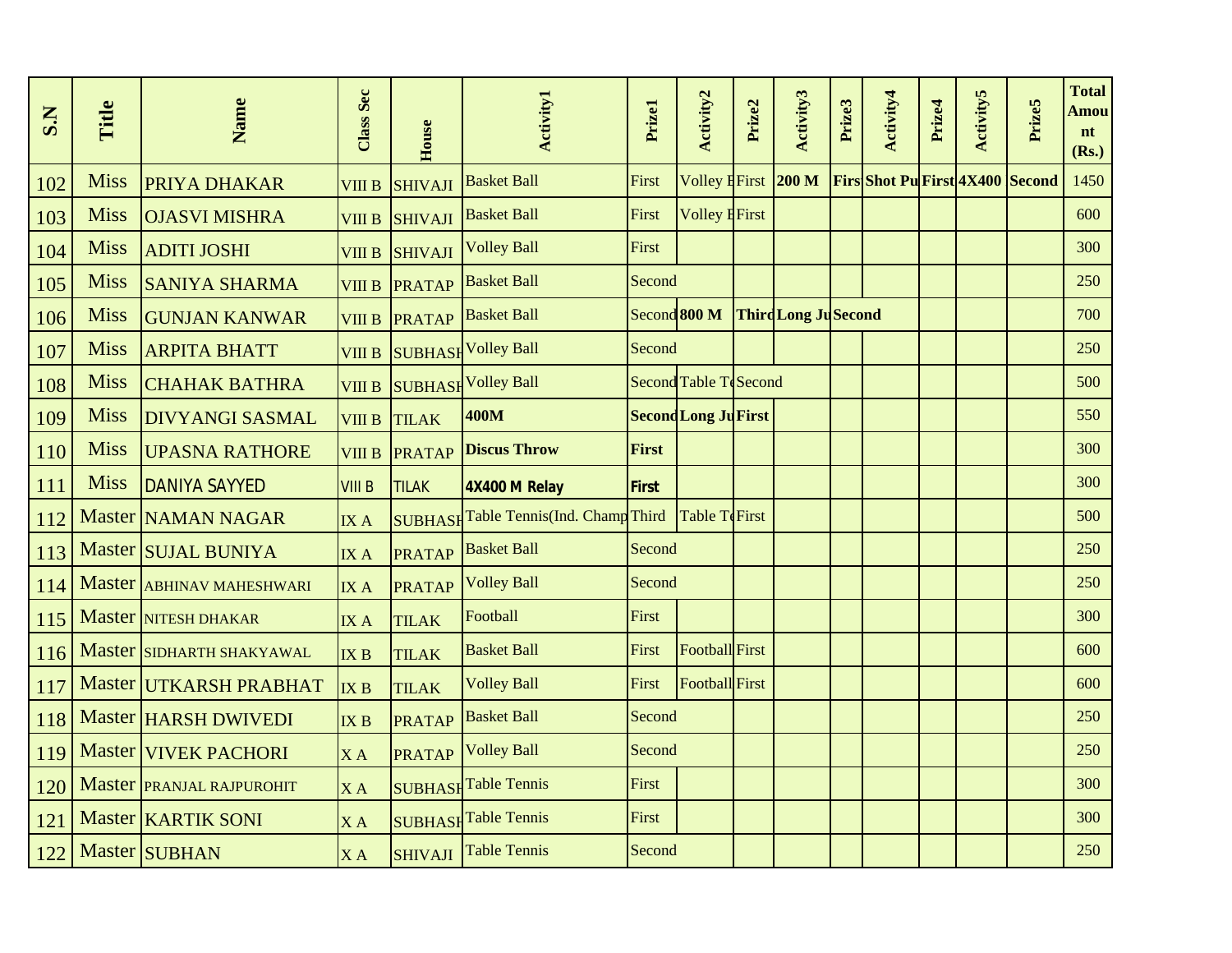| S.N | Title | Name | Class Sec | House | Activity1 | Prize1 | Activity2 | Prize2 | Activity3 | Prize3 | Activity4 | Prize4 | Activity5 | Prize5 | Total Amount (Rs.) |
|---|---|---|---|---|---|---|---|---|---|---|---|---|---|---|---|
| 102 | Miss | PRIYA DHAKAR | VIII B | SHIVAJI | Basket Ball | First | Volley B | First | **200 M** | **Firs** | **Shot Pu** | **First** | **4X400** | **Second** | 1450 |
| 103 | Miss | OJASVI MISHRA | VIII B | SHIVAJI | Basket Ball | First | Volley B | First | | | | | | | 600 |
| 104 | Miss | ADITI JOSHI | VIII B | SHIVAJI | Volley Ball | First | | | | | | | | | 300 |
| 105 | Miss | SANIYA SHARMA | VIII B | PRATAP | Basket Ball | Second | | | | | | | | | 250 |
| 106 | Miss | GUNJAN KANWAR | VIII B | PRATAP | Basket Ball | Second | **800 M** | **Third** | **Long Ju** | **Second** | | | | | 700 |
| 107 | Miss | ARPITA BHATT | VIII B | SUBHASH | Volley Ball | Second | | | | | | | | | 250 |
| 108 | Miss | CHAHAK BATHRA | VIII B | SUBHASH | Volley Ball | Second | Table Te | Second | | | | | | | 500 |
| 109 | Miss | DIVYANGI SASMAL | VIII B | TILAK | **400M** | **Second** | **Long Ju** | **First** | | | | | | | 550 |
| 110 | Miss | UPASNA RATHORE | VIII B | PRATAP | **Discus Throw** | **First** | | | | | | | | | 300 |
| 111 | Miss | DANIYA SAYYED | VIII B | TILAK | **4X400 M Relay** | **First** | | | | | | | | | 300 |
| 112 | Master | NAMAN NAGAR | IX A | SUBHASH | Table Tennis(Ind. Champ | Third | Table Te | First | | | | | | | 500 |
| 113 | Master | SUJAL BUNIYA | IX A | PRATAP | Basket Ball | Second | | | | | | | | | 250 |
| 114 | Master | ABHINAV MAHESHWARI | IX A | PRATAP | Volley Ball | Second | | | | | | | | | 250 |
| 115 | Master | NITESH DHAKAR | IX A | TILAK | Football | First | | | | | | | | | 300 |
| 116 | Master | SIDHARTH SHAKYAWAL | IX B | TILAK | Basket Ball | First | Football | First | | | | | | | 600 |
| 117 | Master | UTKARSH PRABHAT | IX B | TILAK | Volley Ball | First | Football | First | | | | | | | 600 |
| 118 | Master | HARSH DWIVEDI | IX B | PRATAP | Basket Ball | Second | | | | | | | | | 250 |
| 119 | Master | VIVEK PACHORI | X A | PRATAP | Volley Ball | Second | | | | | | | | | 250 |
| 120 | Master | PRANJAL RAJPUROHIT | X A | SUBHASH | Table Tennis | First | | | | | | | | | 300 |
| 121 | Master | KARTIK SONI | X A | SUBHASH | Table Tennis | First | | | | | | | | | 300 |
| 122 | Master | SUBHAN | X A | SHIVAJI | Table Tennis | Second | | | | | | | | | 250 |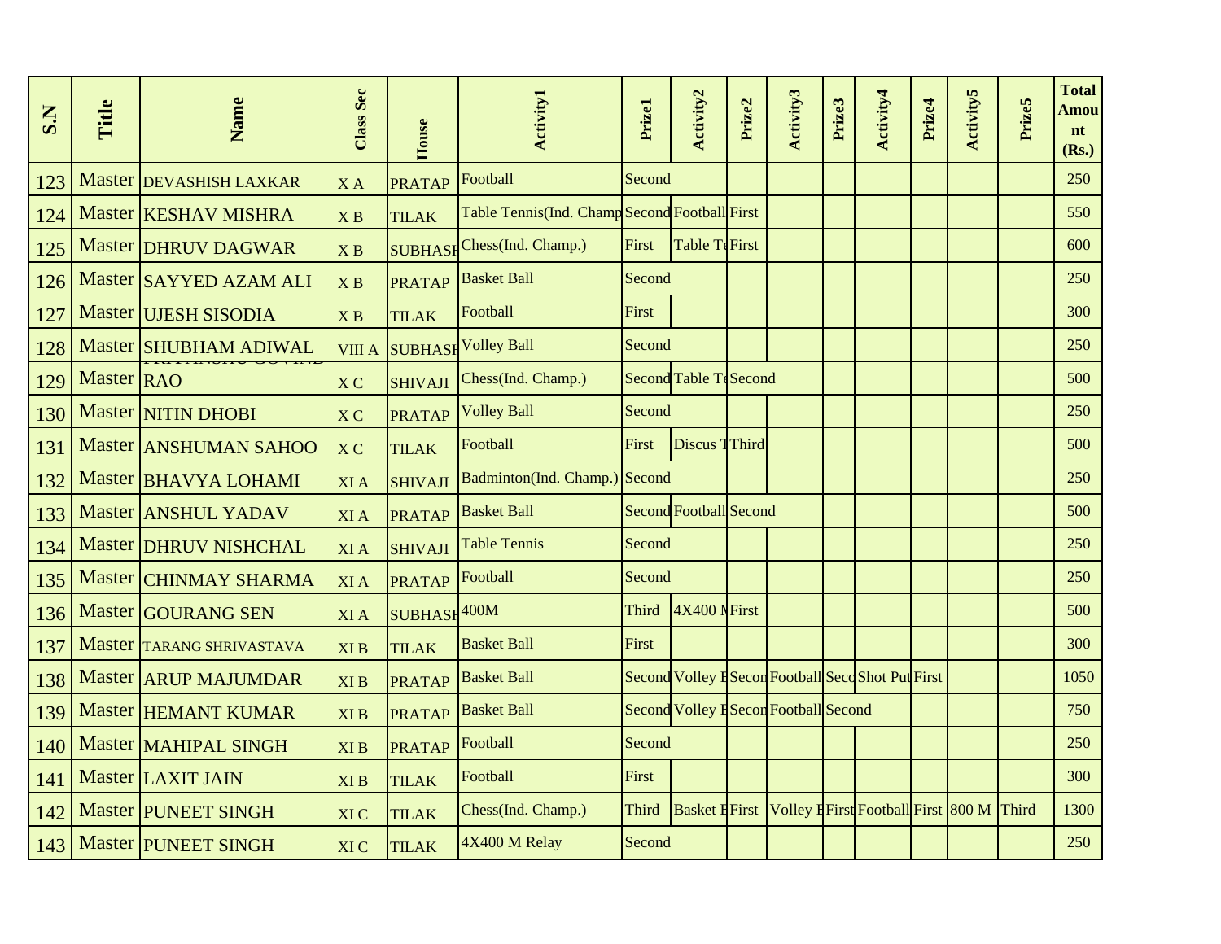| S.N | Title | Name | Class Sec | House | Activity1 | Prize1 | Activity2 | Prize2 | Activity3 | Prize3 | Activity4 | Prize4 | Activity5 | Prize5 | Total Amount (Rs.) |
|---|---|---|---|---|---|---|---|---|---|---|---|---|---|---|---|
| 123 | Master | DEVASHISH LAXKAR | X A | PRATAP | Football | Second | | | | | | | | | 250 |
| 124 | Master | KESHAV MISHRA | X B | TILAK | Table Tennis(Ind. Champ | Second | Football | First | | | | | | | 550 |
| 125 | Master | DHRUV DAGWAR | X B | SUBHASH | Chess(Ind. Champ.) | First | Table Te | First | | | | | | | 600 |
| 126 | Master | SAYYED AZAM ALI | X B | PRATAP | Basket Ball | Second | | | | | | | | | 250 |
| 127 | Master | UJESH SISODIA | X B | TILAK | Football | First | | | | | | | | | 300 |
| 128 | Master | SHUBHAM ADIWAL | VIII A | SUBHASH | Volley Ball | Second | | | | | | | | | 250 |
| 129 | Master | PRIYANSHU GOVIND RAO | X C | SHIVAJI | Chess(Ind. Champ.) | Second | Table Te | Second | | | | | | | 500 |
| 130 | Master | NITIN DHOBI | X C | PRATAP | Volley Ball | Second | | | | | | | | | 250 |
| 131 | Master | ANSHUMAN SAHOO | X C | TILAK | Football | First | Discus T | Third | | | | | | | 500 |
| 132 | Master | BHAVYA LOHAMI | XI A | SHIVAJI | Badminton(Ind. Champ.) | Second | | | | | | | | | 250 |
| 133 | Master | ANSHUL YADAV | XI A | PRATAP | Basket Ball | Second | Football | Second | | | | | | | 500 |
| 134 | Master | DHRUV NISHCHAL | XI A | SHIVAJI | Table Tennis | Second | | | | | | | | | 250 |
| 135 | Master | CHINMAY SHARMA | XI A | PRATAP | Football | Second | | | | | | | | | 250 |
| 136 | Master | GOURANG SEN | XI A | SUBHASH | 400M | Third | 4X400 M | First | | | | | | | 500 |
| 137 | Master | TARANG SHRIVASTAVA | XI B | TILAK | Basket Ball | First | | | | | | | | | 300 |
| 138 | Master | ARUP MAJUMDAR | XI B | PRATAP | Basket Ball | Second | Volley B | Second | Football | Second | Shot Put | First | | | 1050 |
| 139 | Master | HEMANT KUMAR | XI B | PRATAP | Basket Ball | Second | Volley B | Second | Football | Second | | | | | 750 |
| 140 | Master | MAHIPAL SINGH | XI B | PRATAP | Football | Second | | | | | | | | | 250 |
| 141 | Master | LAXIT JAIN | XI B | TILAK | Football | First | | | | | | | | | 300 |
| 142 | Master | PUNEET SINGH | XI C | TILAK | Chess(Ind. Champ.) | Third | Basket B | First | Volley B | First | Football | First | 800 M | Third | 1300 |
| 143 | Master | PUNEET SINGH | XI C | TILAK | 4X400 M Relay | Second | | | | | | | | | 250 |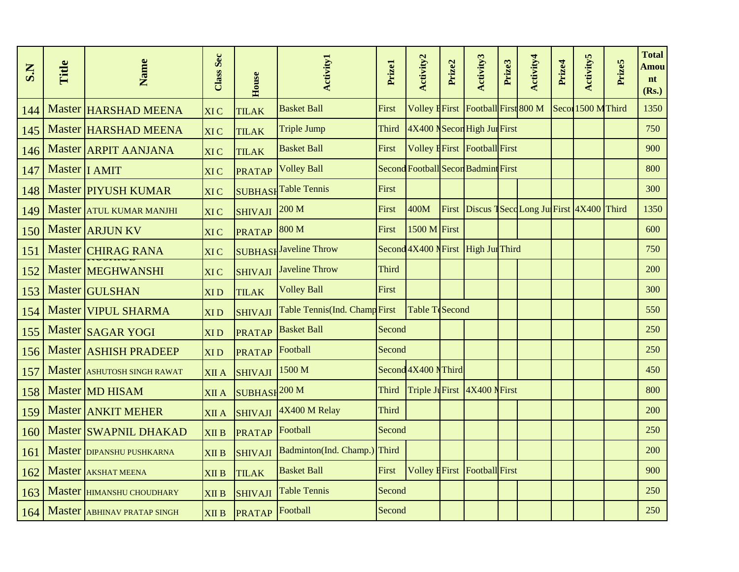| S.N | Title | Name | Class Sec | House | Activity1 | Prize1 | Activity2 | Prize2 | Activity3 | Prize3 | Activity4 | Prize4 | Activity5 | Prize5 | Total Amount (Rs.) |
|---|---|---|---|---|---|---|---|---|---|---|---|---|---|---|---|
| 144 | Master | HARSHAD MEENA | XI C | TILAK | Basket Ball | First | Volley B | First | Football | First | 800 M | Secon | 1500 M | Third | 1350 |
| 145 | Master | HARSHAD MEENA | XI C | TILAK | Triple Jump | Third | 4X400 M | Secon | High Jum | First | | | | | 750 |
| 146 | Master | ARPIT AANJANA | XI C | TILAK | Basket Ball | First | Volley B | First | Football | First | | | | | 900 |
| 147 | Master | I AMIT | XI C | PRATAP | Volley Ball | Second | Football | Secon | Badmint | First | | | | | 800 |
| 148 | Master | PIYUSH KUMAR | XI C | SUBHASH | Table Tennis | First | | | | | | | | | 300 |
| 149 | Master | ATUL KUMAR MANJHI | XI C | SHIVAJI | 200 M | First | 400M | First | Discus T | Secon | Long Jum | First | 4X400 | Third | 1350 |
| 150 | Master | ARJUN KV | XI C | PRATAP | 800 M | First | 1500 M | First | | | | | | | 600 |
| 151 | Master | CHIRAG RANA | XI C | SUBHASH | Javeline Throw | Second | 4X400 M | First | High Jum | Third | | | | | 750 |
| 152 | Master | KUSHAL MEGHWANSHI | XI C | SHIVAJI | Javeline Throw | Third | | | | | | | | | 200 |
| 153 | Master | GULSHAN | XI D | TILAK | Volley Ball | First | | | | | | | | | 300 |
| 154 | Master | VIPUL SHARMA | XI D | SHIVAJI | Table Tennis(Ind. Champ | First | Table Te | Second | | | | | | | 550 |
| 155 | Master | SAGAR YOGI | XI D | PRATAP | Basket Ball | Second | | | | | | | | | 250 |
| 156 | Master | ASHISH PRADEEP | XI D | PRATAP | Football | Second | | | | | | | | | 250 |
| 157 | Master | ASHUTOSH SINGH RAWAT | XII A | SHIVAJI | 1500 M | Second | 4X400 M | Third | | | | | | | 450 |
| 158 | Master | MD HISAM | XII A | SUBHASH | 200 M | Third | Triple Ju | First | 4X400 M | First | | | | | 800 |
| 159 | Master | ANKIT MEHER | XII A | SHIVAJI | 4X400 M Relay | Third | | | | | | | | | 200 |
| 160 | Master | SWAPNIL DHAKAD | XII B | PRATAP | Football | Second | | | | | | | | | 250 |
| 161 | Master | DIPANSHU PUSHKARNA | XII B | SHIVAJI | Badminton(Ind. Champ.) | Third | | | | | | | | | 200 |
| 162 | Master | AKSHAT MEENA | XII B | TILAK | Basket Ball | First | Volley B | First | Football | First | | | | | 900 |
| 163 | Master | HIMANSHU CHOUDHARY | XII B | SHIVAJI | Table Tennis | Second | | | | | | | | | 250 |
| 164 | Master | ABHINAV PRATAP SINGH | XII B | PRATAP | Football | Second | | | | | | | | | 250 |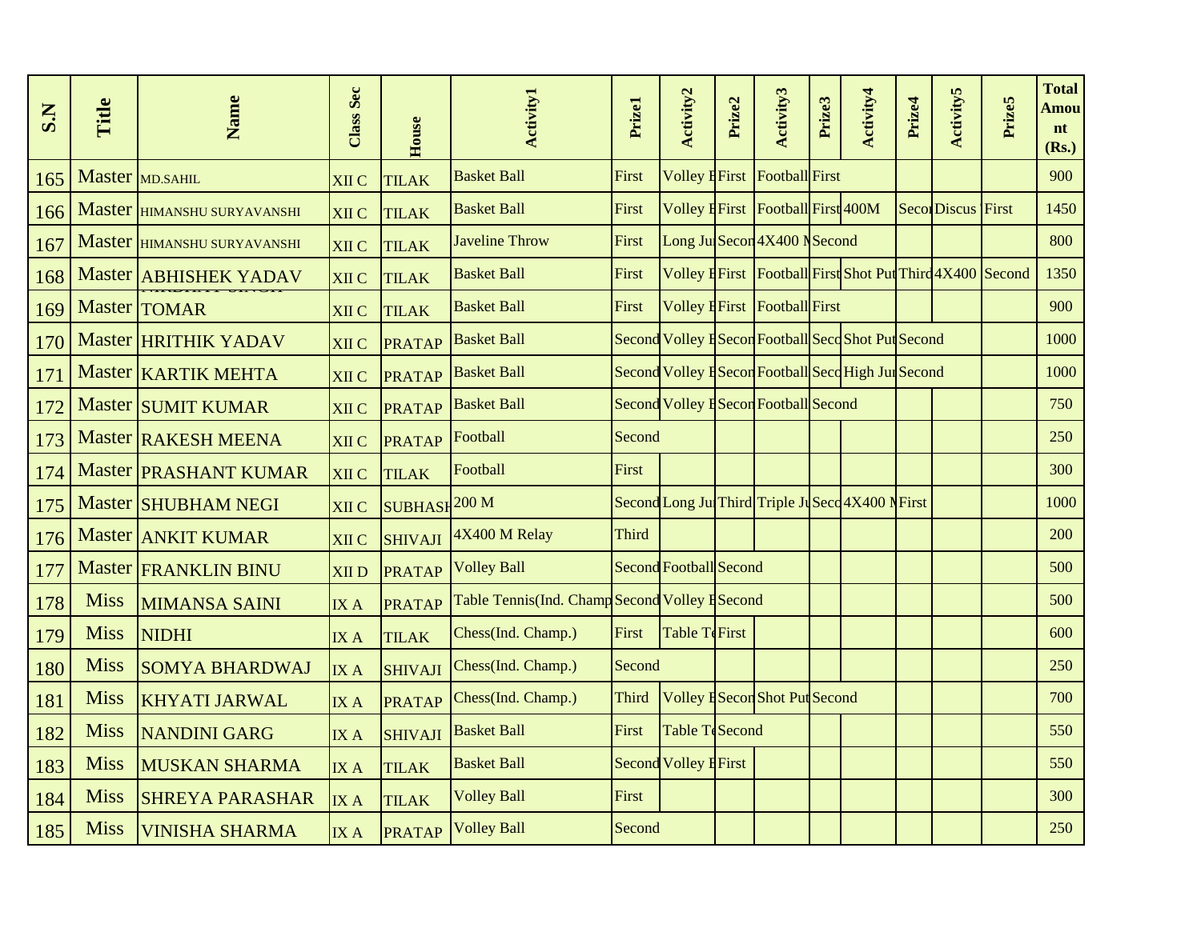| S.N | Title | Name | Class Sec | House | Activity1 | Prize1 | Activity2 | Prize2 | Activity3 | Prize3 | Activity4 | Prize4 | Activity5 | Prize5 | Total Amount (Rs.) |
|---|---|---|---|---|---|---|---|---|---|---|---|---|---|---|---|
| 165 | Master | MD.SAHIL | XII C | TILAK | Basket Ball | First | Volley B | First | Football | First | | | | | 900 |
| 166 | Master | HIMANSHU SURYAVANSHI | XII C | TILAK | Basket Ball | First | Volley B | First | Football | First | 400M | Secon | Discus | First | 1450 |
| 167 | Master | HIMANSHU SURYAVANSHI | XII C | TILAK | Javeline Throw | First | Long Ju | Secon | 4X400 M | Second | | | | | 800 |
| 168 | Master | ABHISHEK YADAV | XII C | TILAK | Basket Ball | First | Volley B | First | Football | First | Shot Put | Third | 4X400 | Second | 1350 |
| 169 | Master | NIRBHAY SINGH TOMAR | XII C | TILAK | Basket Ball | First | Volley B | First | Football | First | | | | | 900 |
| 170 | Master | HRITHIK YADAV | XII C | PRATAP | Basket Ball | Second | Volley B | Secon | Football | Seco | Shot Put | Second | | | 1000 |
| 171 | Master | KARTIK MEHTA | XII C | PRATAP | Basket Ball | Second | Volley B | Secon | Football | Seco | High Jum | Second | | | 1000 |
| 172 | Master | SUMIT KUMAR | XII C | PRATAP | Basket Ball | Second | Volley B | Secon | Football | Second | | | | | 750 |
| 173 | Master | RAKESH MEENA | XII C | PRATAP | Football | Second | | | | | | | | | 250 |
| 174 | Master | PRASHANT KUMAR | XII C | TILAK | Football | First | | | | | | | | | 300 |
| 175 | Master | SHUBHAM NEGI | XII C | SUBHASH | 200 M | Second | Long Ju | Third | Triple Ju | Seco | 4X400 M | First | | | 1000 |
| 176 | Master | ANKIT KUMAR | XII C | SHIVAJI | 4X400 M Relay | Third | | | | | | | | | 200 |
| 177 | Master | FRANKLIN BINU | XII D | PRATAP | Volley Ball | Second | Football | Second | | | | | | | 500 |
| 178 | Miss | MIMANSA SAINI | IX A | PRATAP | Table Tennis(Ind. Champ | Second | Volley B | Second | | | | | | | 500 |
| 179 | Miss | NIDHI | IX A | TILAK | Chess(Ind. Champ.) | First | Table Te | First | | | | | | | 600 |
| 180 | Miss | SOMYA BHARDWAJ | IX A | SHIVAJI | Chess(Ind. Champ.) | Second | | | | | | | | | 250 |
| 181 | Miss | KHYATI JARWAL | IX A | PRATAP | Chess(Ind. Champ.) | Third | Volley B | Secon | Shot Put | Second | | | | | 700 |
| 182 | Miss | NANDINI GARG | IX A | SHIVAJI | Basket Ball | First | Table Te | Second | | | | | | | 550 |
| 183 | Miss | MUSKAN SHARMA | IX A | TILAK | Basket Ball | Second | Volley B | First | | | | | | | 550 |
| 184 | Miss | SHREYA PARASHAR | IX A | TILAK | Volley Ball | First | | | | | | | | | 300 |
| 185 | Miss | VINISHA SHARMA | IX A | PRATAP | Volley Ball | Second | | | | | | | | | 250 |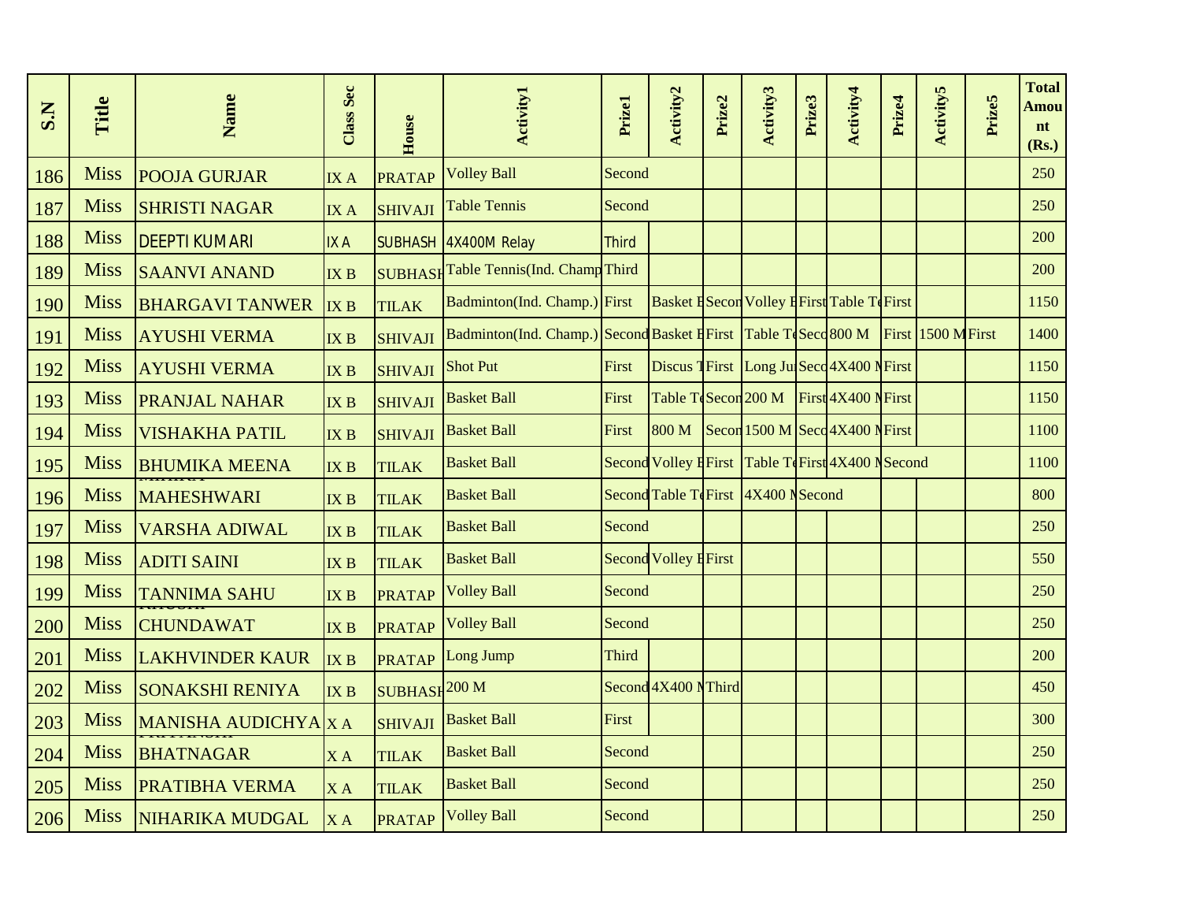| S.N | Title | Name | Class Sec | House | Activity1 | Prize1 | Activity2 | Prize2 | Activity3 | Prize3 | Activity4 | Prize4 | Activity5 | Prize5 | Total Amount (Rs.) |
|---|---|---|---|---|---|---|---|---|---|---|---|---|---|---|---|
| 186 | Miss | POOJA GURJAR | IX A | PRATAP | Volley Ball | Second | | | | | | | | | 250 |
| 187 | Miss | SHRISTI NAGAR | IX A | SHIVAJI | Table Tennis | Second | | | | | | | | | 250 |
| 188 | Miss | DEEPTI KUMARI | IX A | SUBHASH | 4X400M Relay | Third | | | | | | | | | 200 |
| 189 | Miss | SAANVI ANAND | IX B | SUBHASH | Table Tennis(Ind. Champ | Third | | | | | | | | | 200 |
| 190 | Miss | BHARGAVI TANWER | IX B | TILAK | Badminton(Ind. Champ.) | First | Basket B | Secon | Volley B | First | Table Te | First | | | 1150 |
| 191 | Miss | AYUSHI VERMA | IX B | SHIVAJI | Badminton(Ind. Champ.) | Second | Basket B | First | Table Te | Seco | 800 M | First | 1500 M | First | 1400 |
| 192 | Miss | AYUSHI VERMA | IX B | SHIVAJI | Shot Put | First | Discus T | First | Long Ju | Seco | 4X400 M | First | | | 1150 |
| 193 | Miss | PRANJAL NAHAR | IX B | SHIVAJI | Basket Ball | First | Table Te | Secon | 200 M | First | 4X400 M | First | | | 1150 |
| 194 | Miss | VISHAKHA PATIL | IX B | SHIVAJI | Basket Ball | First | 800 M | Secon | 1500 M | Seco | 4X400 M | First | | | 1100 |
| 195 | Miss | BHUMIKA MEENA | IX B | TILAK | Basket Ball | Second | Volley B | First | Table Te | First | 4X400 M | Second | | | 1100 |
| 196 | Miss | MAHESHWARI | IX B | TILAK | Basket Ball | Second | Table Te | First | 4X400 M | Second | | | | | 800 |
| 197 | Miss | VARSHA ADIWAL | IX B | TILAK | Basket Ball | Second | | | | | | | | | 250 |
| 198 | Miss | ADITI SAINI | IX B | TILAK | Basket Ball | Second | Volley B | First | | | | | | | 550 |
| 199 | Miss | TANNIMA SAHU | IX B | PRATAP | Volley Ball | Second | | | | | | | | | 250 |
| 200 | Miss | CHUNDAWAT | IX B | PRATAP | Volley Ball | Second | | | | | | | | | 250 |
| 201 | Miss | LAKHVINDER KAUR | IX B | PRATAP | Long Jump | Third | | | | | | | | | 200 |
| 202 | Miss | SONAKSHI RENIYA | IX B | SUBHASH | 200 M | Second | 4X400 M | Third | | | | | | | 450 |
| 203 | Miss | MANISHA AUDICHYA | X A | SHIVAJI | Basket Ball | First | | | | | | | | | 300 |
| 204 | Miss | BHATNAGAR | X A | TILAK | Basket Ball | Second | | | | | | | | | 250 |
| 205 | Miss | PRATIBHA VERMA | X A | TILAK | Basket Ball | Second | | | | | | | | | 250 |
| 206 | Miss | NIHARIKA MUDGAL | X A | PRATAP | Volley Ball | Second | | | | | | | | | 250 |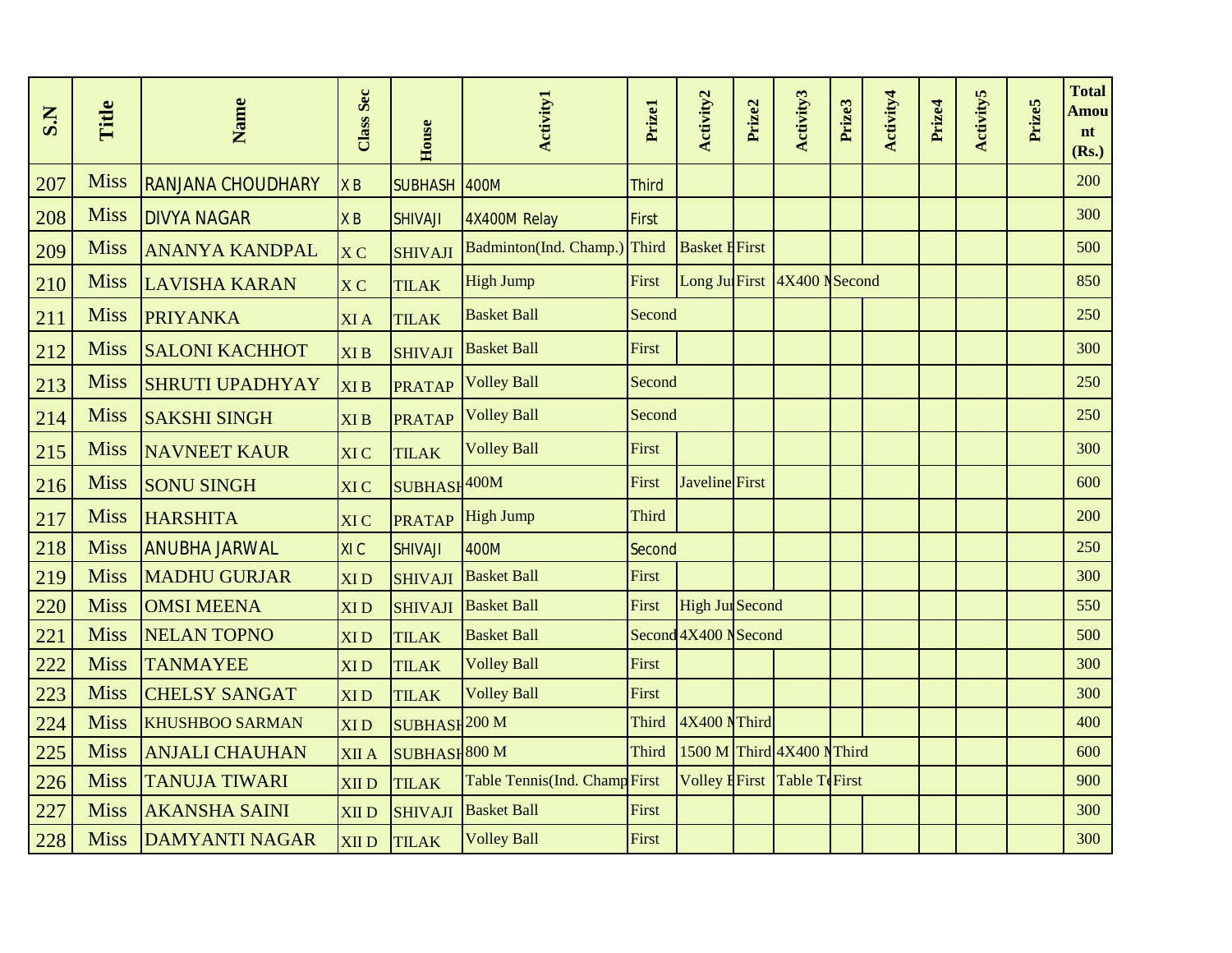| S.N | Title | Name | Class Sec | House | Activity1 | Prize1 | Activity2 | Prize2 | Activity3 | Prize3 | Activity4 | Prize4 | Activity5 | Prize5 | Total Amount (Rs.) |
|---|---|---|---|---|---|---|---|---|---|---|---|---|---|---|---|
| 207 | Miss | RANJANA CHOUDHARY | X B | SUBHASH | 400M | Third | | | | | | | | | 200 |
| 208 | Miss | DIVYA NAGAR | X B | SHIVAJI | 4X400M Relay | First | | | | | | | | | 300 |
| 209 | Miss | ANANYA KANDPAL | X C | SHIVAJI | Badminton(Ind. Champ.) | Third | Basket B | First | | | | | | | 500 |
| 210 | Miss | LAVISHA KARAN | X C | TILAK | High Jump | First | Long Ju | First | 4X400 M | Second | | | | | 850 |
| 211 | Miss | PRIYANKA | XI A | TILAK | Basket Ball | Second | | | | | | | | | 250 |
| 212 | Miss | SALONI KACHHOT | XI B | SHIVAJI | Basket Ball | First | | | | | | | | | 300 |
| 213 | Miss | SHRUTI UPADHYAY | XI B | PRATAP | Volley Ball | Second | | | | | | | | | 250 |
| 214 | Miss | SAKSHI SINGH | XI B | PRATAP | Volley Ball | Second | | | | | | | | | 250 |
| 215 | Miss | NAVNEET KAUR | XI C | TILAK | Volley Ball | First | | | | | | | | | 300 |
| 216 | Miss | SONU SINGH | XI C | SUBHASH | 400M | First | Javeline | First | | | | | | | 600 |
| 217 | Miss | HARSHITA | XI C | PRATAP | High Jump | Third | | | | | | | | | 200 |
| 218 | Miss | ANUBHA JARWAL | XI C | SHIVAJI | 400M | Second | | | | | | | | | 250 |
| 219 | Miss | MADHU GURJAR | XI D | SHIVAJI | Basket Ball | First | | | | | | | | | 300 |
| 220 | Miss | OMSI MEENA | XI D | SHIVAJI | Basket Ball | First | High Ju | Second | | | | | | | 550 |
| 221 | Miss | NELAN TOPNO | XI D | TILAK | Basket Ball | Second | 4X400 M | Second | | | | | | | 500 |
| 222 | Miss | TANMAYEE | XI D | TILAK | Volley Ball | First | | | | | | | | | 300 |
| 223 | Miss | CHELSY SANGAT | XI D | TILAK | Volley Ball | First | | | | | | | | | 300 |
| 224 | Miss | KHUSHBOO SARMAN | XI D | SUBHASH | 200 M | Third | 4X400 M | Third | | | | | | | 400 |
| 225 | Miss | ANJALI CHAUHAN | XII A | SUBHASH | 800 M | Third | 1500 M | Third | 4X400 M | Third | | | | | 600 |
| 226 | Miss | TANUJA TIWARI | XII D | TILAK | Table Tennis(Ind. Champ | First | Volley B | First | Table Te | First | | | | | 900 |
| 227 | Miss | AKANSHA SAINI | XII D | SHIVAJI | Basket Ball | First | | | | | | | | | 300 |
| 228 | Miss | DAMYANTI NAGAR | XII D | TILAK | Volley Ball | First | | | | | | | | | 300 |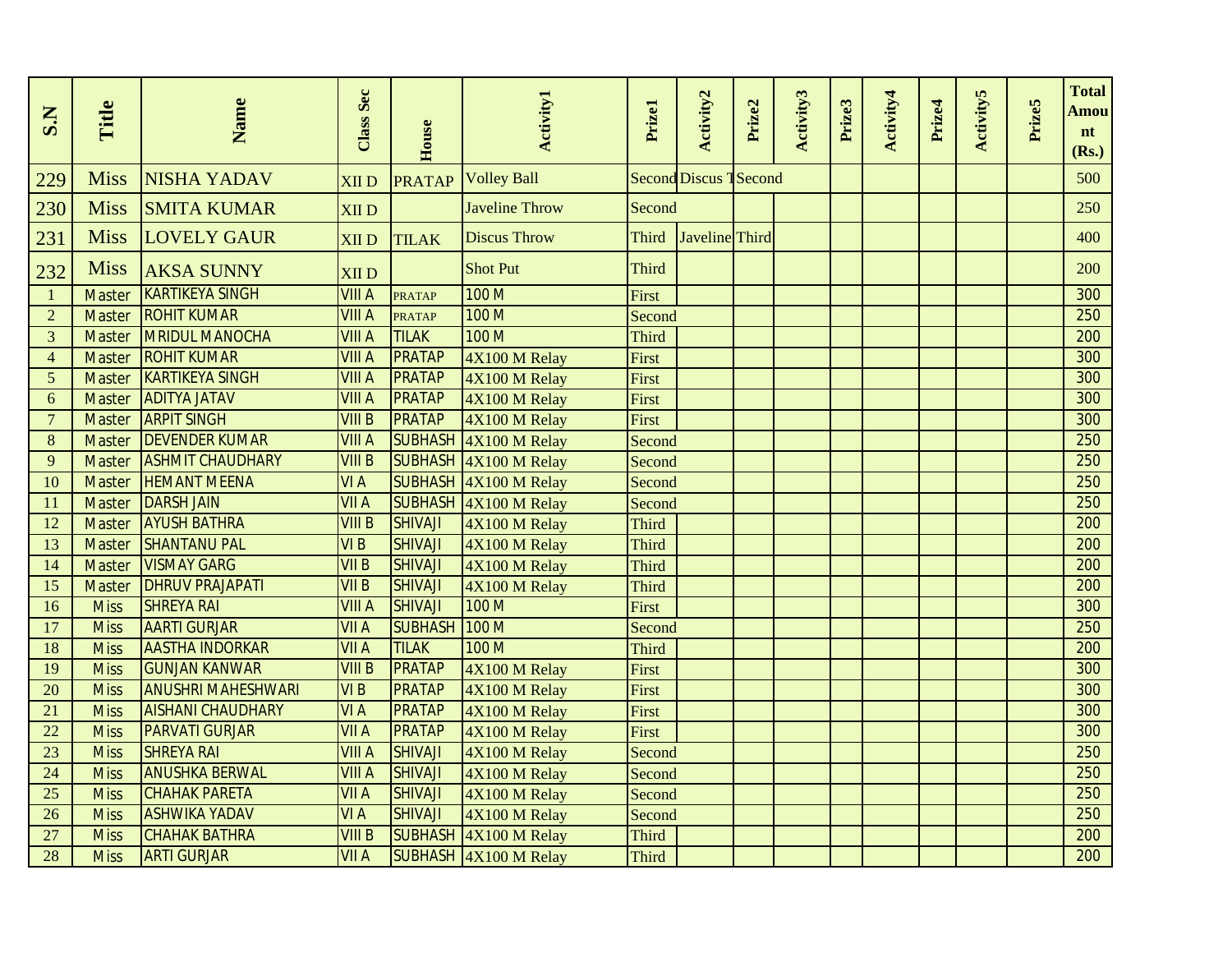| S.N | Title | Name | Class Sec | House | Activity1 | Prize1 | Activity2 | Prize2 | Activity3 | Prize3 | Activity4 | Prize4 | Activity5 | Prize5 | Total Amount (Rs.) |
|---|---|---|---|---|---|---|---|---|---|---|---|---|---|---|---|
| 229 | Miss | NISHA YADAV | XII D | PRATAP | Volley Ball | Second | Discus T | Second | | | | | | | 500 |
| 230 | Miss | SMITA KUMAR | XII D | | Javeline Throw | Second | | | | | | | | | 250 |
| 231 | Miss | LOVELY GAUR | XII D | TILAK | Discus Throw | Third | Javeline | Third | | | | | | | 400 |
| 232 | Miss | AKSA SUNNY | XII D | | Shot Put | Third | | | | | | | | | 200 |
| 1 | Master | KARTIKEYA SINGH | VIII A | PRATAP | 100 M | First | | | | | | | | | 300 |
| 2 | Master | ROHIT KUMAR | VIII A | PRATAP | 100 M | Second | | | | | | | | | 250 |
| 3 | Master | MRIDUL MANOCHA | VIII A | TILAK | 100 M | Third | | | | | | | | | 200 |
| 4 | Master | ROHIT KUMAR | VIII A | PRATAP | 4X100 M Relay | First | | | | | | | | | 300 |
| 5 | Master | KARTIKEYA SINGH | VIII A | PRATAP | 4X100 M Relay | First | | | | | | | | | 300 |
| 6 | Master | ADITYA JATAV | VIII A | PRATAP | 4X100 M Relay | First | | | | | | | | | 300 |
| 7 | Master | ARPIT SINGH | VIII B | PRATAP | 4X100 M Relay | First | | | | | | | | | 300 |
| 8 | Master | DEVENDER KUMAR | VIII A | SUBHASH | 4X100 M Relay | Second | | | | | | | | | 250 |
| 9 | Master | ASHMIT CHAUDHARY | VIII B | SUBHASH | 4X100 M Relay | Second | | | | | | | | | 250 |
| 10 | Master | HEMANT MEENA | VI A | SUBHASH | 4X100 M Relay | Second | | | | | | | | | 250 |
| 11 | Master | DARSH JAIN | VII A | SUBHASH | 4X100 M Relay | Second | | | | | | | | | 250 |
| 12 | Master | AYUSH BATHRA | VIII B | SHIVAJI | 4X100 M Relay | Third | | | | | | | | | 200 |
| 13 | Master | SHANTANU PAL | VI B | SHIVAJI | 4X100 M Relay | Third | | | | | | | | | 200 |
| 14 | Master | VISMAY GARG | VII B | SHIVAJI | 4X100 M Relay | Third | | | | | | | | | 200 |
| 15 | Master | DHRUV PRAJAPATI | VII B | SHIVAJI | 4X100 M Relay | Third | | | | | | | | | 200 |
| 16 | Miss | SHREYA RAI | VIII A | SHIVAJI | 100 M | First | | | | | | | | | 300 |
| 17 | Miss | AARTI GURJAR | VII A | SUBHASH | 100 M | Second | | | | | | | | | 250 |
| 18 | Miss | AASTHA INDORKAR | VII A | TILAK | 100 M | Third | | | | | | | | | 200 |
| 19 | Miss | GUNJAN KANWAR | VIII B | PRATAP | 4X100 M Relay | First | | | | | | | | | 300 |
| 20 | Miss | ANUSHRI MAHESHWARI | VI B | PRATAP | 4X100 M Relay | First | | | | | | | | | 300 |
| 21 | Miss | AISHANI CHAUDHARY | VI A | PRATAP | 4X100 M Relay | First | | | | | | | | | 300 |
| 22 | Miss | PARVATI GURJAR | VII A | PRATAP | 4X100 M Relay | First | | | | | | | | | 300 |
| 23 | Miss | SHREYA RAI | VIII A | SHIVAJI | 4X100 M Relay | Second | | | | | | | | | 250 |
| 24 | Miss | ANUSHKA BERWAL | VIII A | SHIVAJI | 4X100 M Relay | Second | | | | | | | | | 250 |
| 25 | Miss | CHAHAK PARETA | VII A | SHIVAJI | 4X100 M Relay | Second | | | | | | | | | 250 |
| 26 | Miss | ASHWIKA YADAV | VI A | SHIVAJI | 4X100 M Relay | Second | | | | | | | | | 250 |
| 27 | Miss | CHAHAK BATHRA | VIII B | SUBHASH | 4X100 M Relay | Third | | | | | | | | | 200 |
| 28 | Miss | ARTI GURJAR | VII A | SUBHASH | 4X100 M Relay | Third | | | | | | | | | 200 |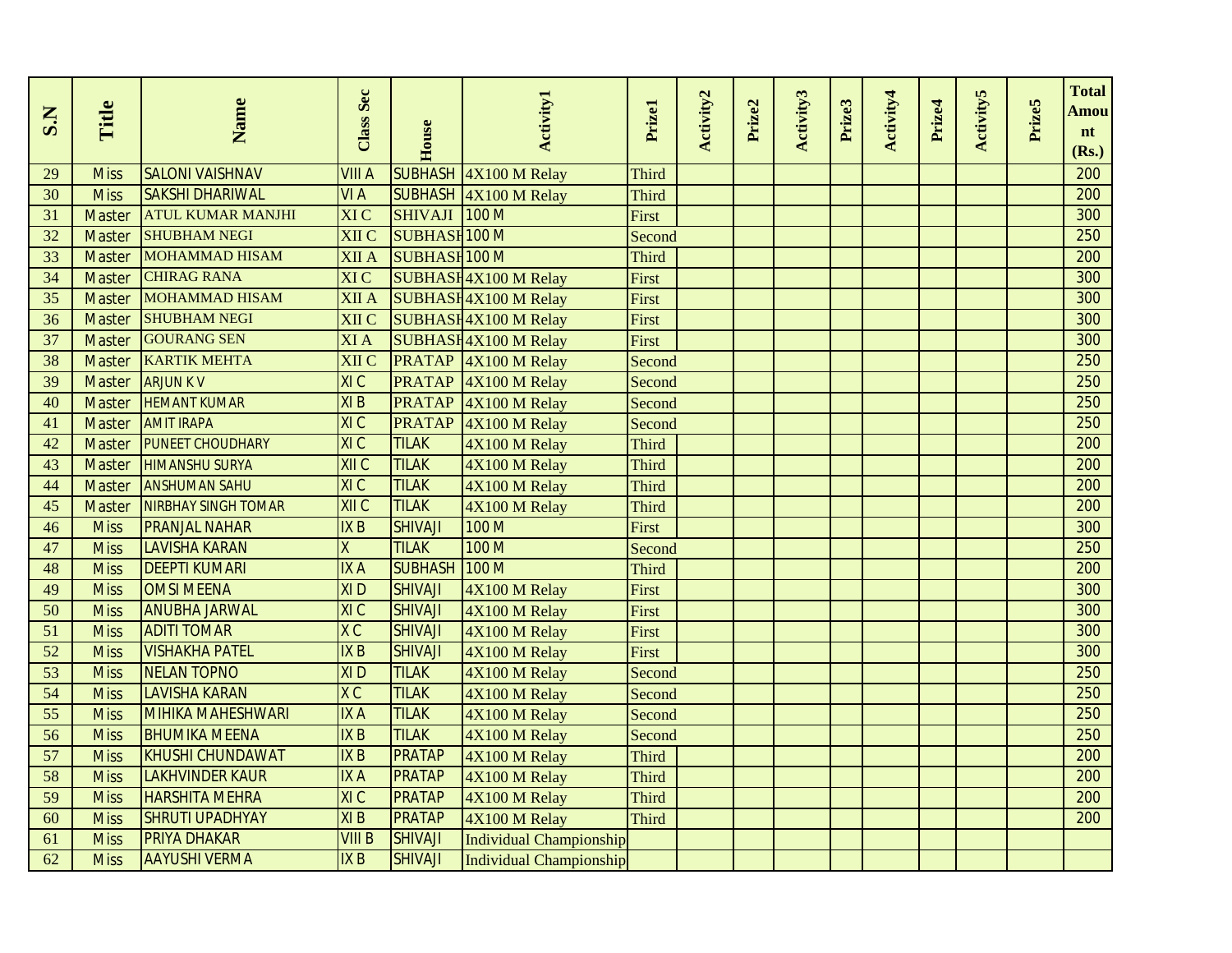| S.N | Title | Name | Class Sec | House | Activity1 | Prize1 | Activity2 | Prize2 | Activity3 | Prize3 | Activity4 | Prize4 | Activity5 | Prize5 | Total Amount (Rs.) |
|---|---|---|---|---|---|---|---|---|---|---|---|---|---|---|---|
| 29 | Miss | SALONI VAISHNAV | VIII A | SUBHASH | 4X100 M Relay | Third | | | | | | | | | 200 |
| 30 | Miss | SAKSHI DHARIWAL | VI A | SUBHASH | 4X100 M Relay | Third | | | | | | | | | 200 |
| 31 | Master | ATUL KUMAR MANJHI | XI C | SHIVAJI | 100 M | First | | | | | | | | | 300 |
| 32 | Master | SHUBHAM NEGI | XII C | SUBHASH | 100 M | Second | | | | | | | | | 250 |
| 33 | Master | MOHAMMAD HISAM | XII A | SUBHASH | 100 M | Third | | | | | | | | | 200 |
| 34 | Master | CHIRAG RANA | XI C | SUBHASH | 4X100 M Relay | First | | | | | | | | | 300 |
| 35 | Master | MOHAMMAD HISAM | XII A | SUBHASH | 4X100 M Relay | First | | | | | | | | | 300 |
| 36 | Master | SHUBHAM NEGI | XII C | SUBHASH | 4X100 M Relay | First | | | | | | | | | 300 |
| 37 | Master | GOURANG SEN | XI A | SUBHASH | 4X100 M Relay | First | | | | | | | | | 300 |
| 38 | Master | KARTIK MEHTA | XII C | PRATAP | 4X100 M Relay | Second | | | | | | | | | 250 |
| 39 | Master | ARJUN K V | XI C | PRATAP | 4X100 M Relay | Second | | | | | | | | | 250 |
| 40 | Master | HEMANT KUMAR | XI B | PRATAP | 4X100 M Relay | Second | | | | | | | | | 250 |
| 41 | Master | AMIT IRAPA | XI C | PRATAP | 4X100 M Relay | Second | | | | | | | | | 250 |
| 42 | Master | PUNEET CHOUDHARY | XI C | TILAK | 4X100 M Relay | Third | | | | | | | | | 200 |
| 43 | Master | HIMANSHU SURYA | XII C | TILAK | 4X100 M Relay | Third | | | | | | | | | 200 |
| 44 | Master | ANSHUMAN SAHU | XI C | TILAK | 4X100 M Relay | Third | | | | | | | | | 200 |
| 45 | Master | NIRBHAY SINGH TOMAR | XII C | TILAK | 4X100 M Relay | Third | | | | | | | | | 200 |
| 46 | Miss | PRANJAL NAHAR | IX B | SHIVAJI | 100 M | First | | | | | | | | | 300 |
| 47 | Miss | LAVISHA KARAN | X | TILAK | 100 M | Second | | | | | | | | | 250 |
| 48 | Miss | DEEPTI KUMARI | IX A | SUBHASH | 100 M | Third | | | | | | | | | 200 |
| 49 | Miss | OMSI MEENA | XI D | SHIVAJI | 4X100 M Relay | First | | | | | | | | | 300 |
| 50 | Miss | ANUBHA JARWAL | XI C | SHIVAJI | 4X100 M Relay | First | | | | | | | | | 300 |
| 51 | Miss | ADITI TOMAR | X C | SHIVAJI | 4X100 M Relay | First | | | | | | | | | 300 |
| 52 | Miss | VISHAKHA PATEL | IX B | SHIVAJI | 4X100 M Relay | First | | | | | | | | | 300 |
| 53 | Miss | NELAN TOPNO | XI D | TILAK | 4X100 M Relay | Second | | | | | | | | | 250 |
| 54 | Miss | LAVISHA KARAN | X C | TILAK | 4X100 M Relay | Second | | | | | | | | | 250 |
| 55 | Miss | MIHIKA MAHESHWARI | IX A | TILAK | 4X100 M Relay | Second | | | | | | | | | 250 |
| 56 | Miss | BHUMIKA MEENA | IX B | TILAK | 4X100 M Relay | Second | | | | | | | | | 250 |
| 57 | Miss | KHUSHI CHUNDAWAT | IX B | PRATAP | 4X100 M Relay | Third | | | | | | | | | 200 |
| 58 | Miss | LAKHVINDER KAUR | IX A | PRATAP | 4X100 M Relay | Third | | | | | | | | | 200 |
| 59 | Miss | HARSHITA MEHRA | XI C | PRATAP | 4X100 M Relay | Third | | | | | | | | | 200 |
| 60 | Miss | SHRUTI UPADHYAY | XI B | PRATAP | 4X100 M Relay | Third | | | | | | | | | 200 |
| 61 | Miss | PRIYA DHAKAR | VIII B | SHIVAJI | Individual Championship | | | | | | | | | | |
| 62 | Miss | AAYUSHI VERMA | IX B | SHIVAJI | Individual Championship | | | | | | | | | | |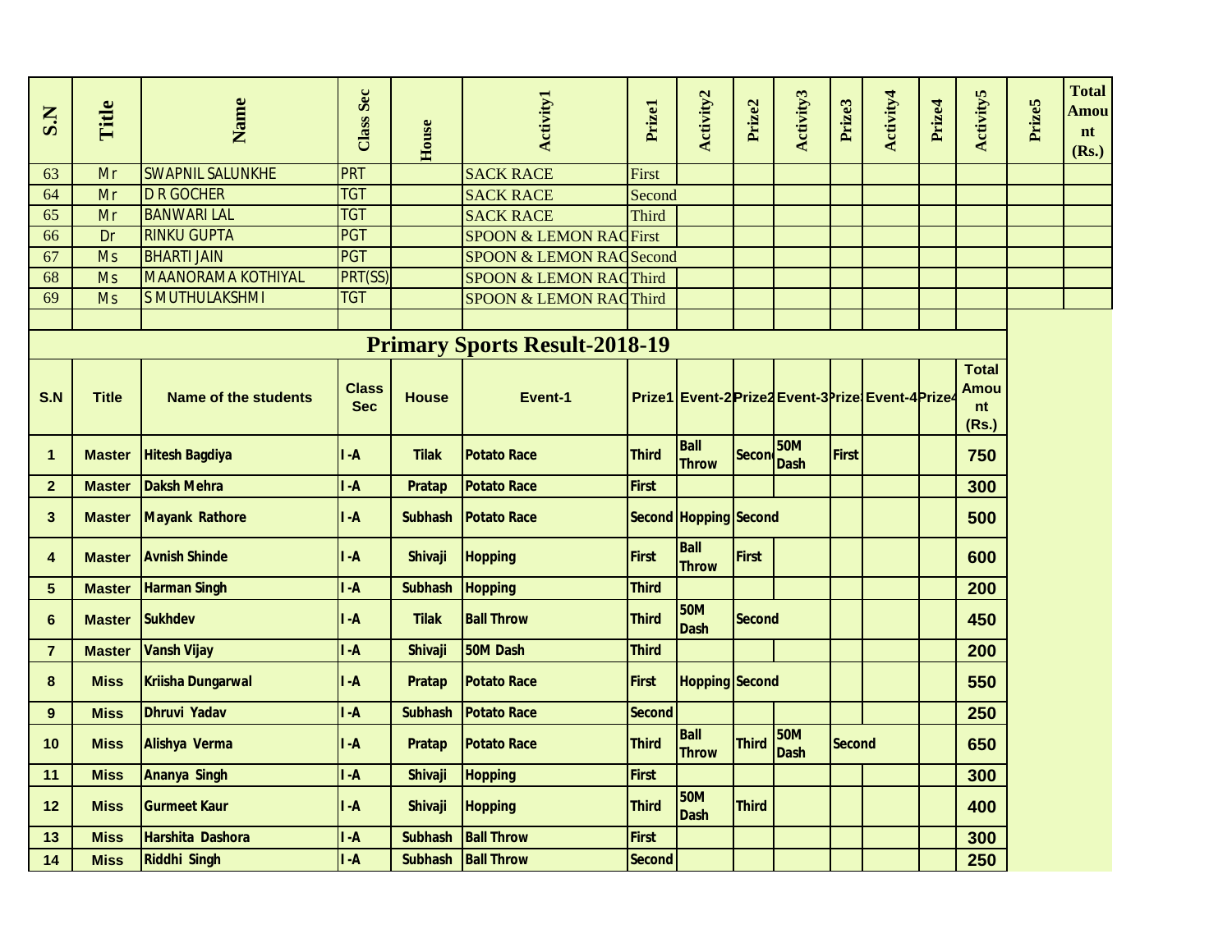| S.N | Title | Name | Class Sec | House | Activity1 | Prize1 | Activity2 | Prize2 | Activity3 | Prize3 | Activity4 | Prize4 | Activity5 | Prize5 | Total Amount (Rs.) |
|---|---|---|---|---|---|---|---|---|---|---|---|---|---|---|---|
| 63 | Mr | SWAPNIL SALUNKHE | PRT | | SACK RACE | First | | | | | | | | | |
| 64 | Mr | D R GOCHER | TGT | | SACK RACE | Second | | | | | | | | | |
| 65 | Mr | BANWARI LAL | TGT | | SACK RACE | Third | | | | | | | | | |
| 66 | Dr | RINKU GUPTA | PGT | | SPOON & LEMON RAC | First | | | | | | | | | |
| 67 | Ms | BHARTI JAIN | PGT | | SPOON & LEMON RAC | Second | | | | | | | | | |
| 68 | Ms | MAANORAMA KOTHIYAL | PRT(SS) | | SPOON & LEMON RAC | Third | | | | | | | | | |
| 69 | Ms | S MUTHULAKSHMI | TGT | | SPOON & LEMON RAC | Third | | | | | | | | | |

## Primary Sports Result-2018-19

| S.N | Title | Name of the students | Class Sec | House | Event-1 | Prize1 | Event-2 | Prize2 | Event-3 | Prize3 | Event-4 | Prize4 | Total Amount (Rs.) |
|---|---|---|---|---|---|---|---|---|---|---|---|---|---|
| 1 | Master | Hitesh Bagdiya | I-A | Tilak | Potato Race | Third | Ball Throw | Second | 50M Dash | First | | | 750 |
| 2 | Master | Daksh Mehra | I-A | Pratap | Potato Race | First | | | | | | | 300 |
| 3 | Master | Mayank Rathore | I-A | Subhash | Potato Race | Second | Hopping | Second | | | | | 500 |
| 4 | Master | Avnish Shinde | I-A | Shivaji | Hopping | First | Ball Throw | First | | | | | 600 |
| 5 | Master | Harman Singh | I-A | Subhash | Hopping | Third | | | | | | | 200 |
| 6 | Master | Sukhdev | I-A | Tilak | Ball Throw | Third | 50M Dash | Second | | | | | 450 |
| 7 | Master | Vansh Vijay | I-A | Shivaji | 50M Dash | Third | | | | | | | 200 |
| 8 | Miss | Kriisha Dungarwal | I-A | Pratap | Potato Race | First | Hopping | Second | | | | | 550 |
| 9 | Miss | Dhruvi Yadav | I-A | Subhash | Potato Race | Second | | | | | | | 250 |
| 10 | Miss | Alishya Verma | I-A | Pratap | Potato Race | Third | Ball Throw | Third | 50M Dash | Second | | | 650 |
| 11 | Miss | Ananya Singh | I-A | Shivaji | Hopping | First | | | | | | | 300 |
| 12 | Miss | Gurmeet Kaur | I-A | Shivaji | Hopping | Third | 50M Dash | Third | | | | | 400 |
| 13 | Miss | Harshita Dashora | I-A | Subhash | Ball Throw | First | | | | | | | 300 |
| 14 | Miss | Riddhi Singh | I-A | Subhash | Ball Throw | Second | | | | | | | 250 |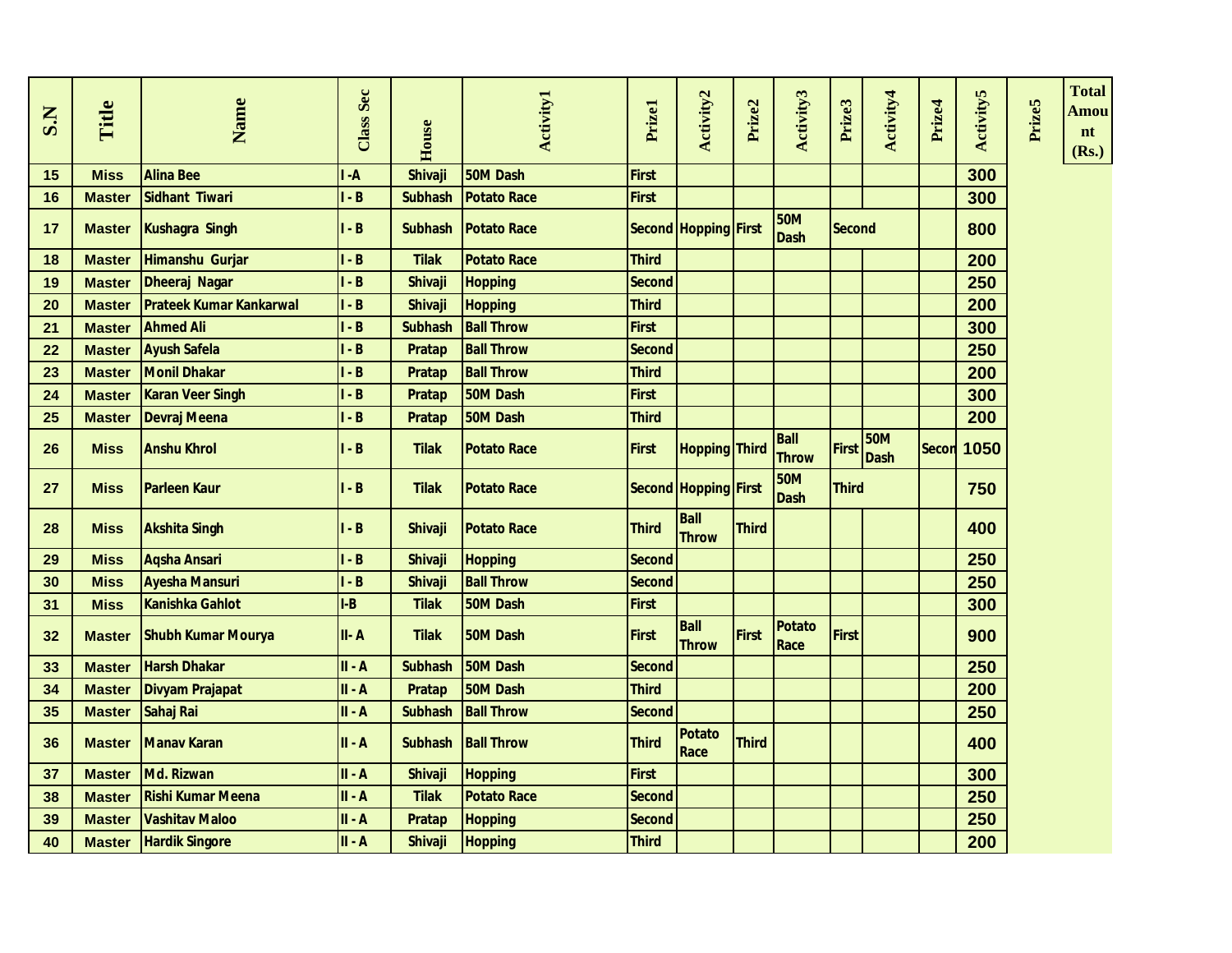| S.N | Title | Name | Class Sec | House | Activity1 | Prize1 | Activity2 | Prize2 | Activity3 | Prize3 | Activity4 | Prize4 | Activity5 | Prize5 | Total Amount (Rs.) |
|---|---|---|---|---|---|---|---|---|---|---|---|---|---|---|---|
| 15 | Miss | Alina Bee | I -A | Shivaji | 50M Dash | First | | | | | | | 300 | | |
| 16 | Master | Sidhant Tiwari | I - B | Subhash | Potato Race | First | | | | | | | 300 | | |
| 17 | Master | Kushagra Singh | I - B | Subhash | Potato Race | Second | Hopping | First | 50M Dash | Second | | | 800 | | |
| 18 | Master | Himanshu Gurjar | I - B | Tilak | Potato Race | Third | | | | | | | 200 | | |
| 19 | Master | Dheeraj Nagar | I - B | Shivaji | Hopping | Second | | | | | | | 250 | | |
| 20 | Master | Prateek Kumar Kankarwal | I - B | Shivaji | Hopping | Third | | | | | | | 200 | | |
| 21 | Master | Ahmed Ali | I - B | Subhash | Ball Throw | First | | | | | | | 300 | | |
| 22 | Master | Ayush Safela | I - B | Pratap | Ball Throw | Second | | | | | | | 250 | | |
| 23 | Master | Monil Dhakar | I - B | Pratap | Ball Throw | Third | | | | | | | 200 | | |
| 24 | Master | Karan Veer Singh | I - B | Pratap | 50M Dash | First | | | | | | | 300 | | |
| 25 | Master | Devraj Meena | I - B | Pratap | 50M Dash | Third | | | | | | | 200 | | |
| 26 | Miss | Anshu Khrol | I - B | Tilak | Potato Race | First | Hopping | Third | Ball Throw | First | 50M Dash | Secon | 1050 | | |
| 27 | Miss | Parleen Kaur | I - B | Tilak | Potato Race | Second | Hopping | First | 50M Dash | Third | | | 750 | | |
| 28 | Miss | Akshita Singh | I - B | Shivaji | Potato Race | Third | Ball Throw | Third | | | | | 400 | | |
| 29 | Miss | Aqsha Ansari | I - B | Shivaji | Hopping | Second | | | | | | | 250 | | |
| 30 | Miss | Ayesha Mansuri | I - B | Shivaji | Ball Throw | Second | | | | | | | 250 | | |
| 31 | Miss | Kanishka Gahlot | I-B | Tilak | 50M Dash | First | | | | | | | 300 | | |
| 32 | Master | Shubh Kumar Mourya | II- A | Tilak | 50M Dash | First | Ball Throw | First | Potato Race | First | | | 900 | | |
| 33 | Master | Harsh Dhakar | II - A | Subhash | 50M Dash | Second | | | | | | | 250 | | |
| 34 | Master | Divyam Prajapat | II - A | Pratap | 50M Dash | Third | | | | | | | 200 | | |
| 35 | Master | Sahaj Rai | II - A | Subhash | Ball Throw | Second | | | | | | | 250 | | |
| 36 | Master | Manav Karan | II - A | Subhash | Ball Throw | Third | Potato Race | Third | | | | | 400 | | |
| 37 | Master | Md. Rizwan | II - A | Shivaji | Hopping | First | | | | | | | 300 | | |
| 38 | Master | Rishi Kumar Meena | II - A | Tilak | Potato Race | Second | | | | | | | 250 | | |
| 39 | Master | Vashitav Maloo | II - A | Pratap | Hopping | Second | | | | | | | 250 | | |
| 40 | Master | Hardik Singore | II - A | Shivaji | Hopping | Third | | | | | | | 200 | | |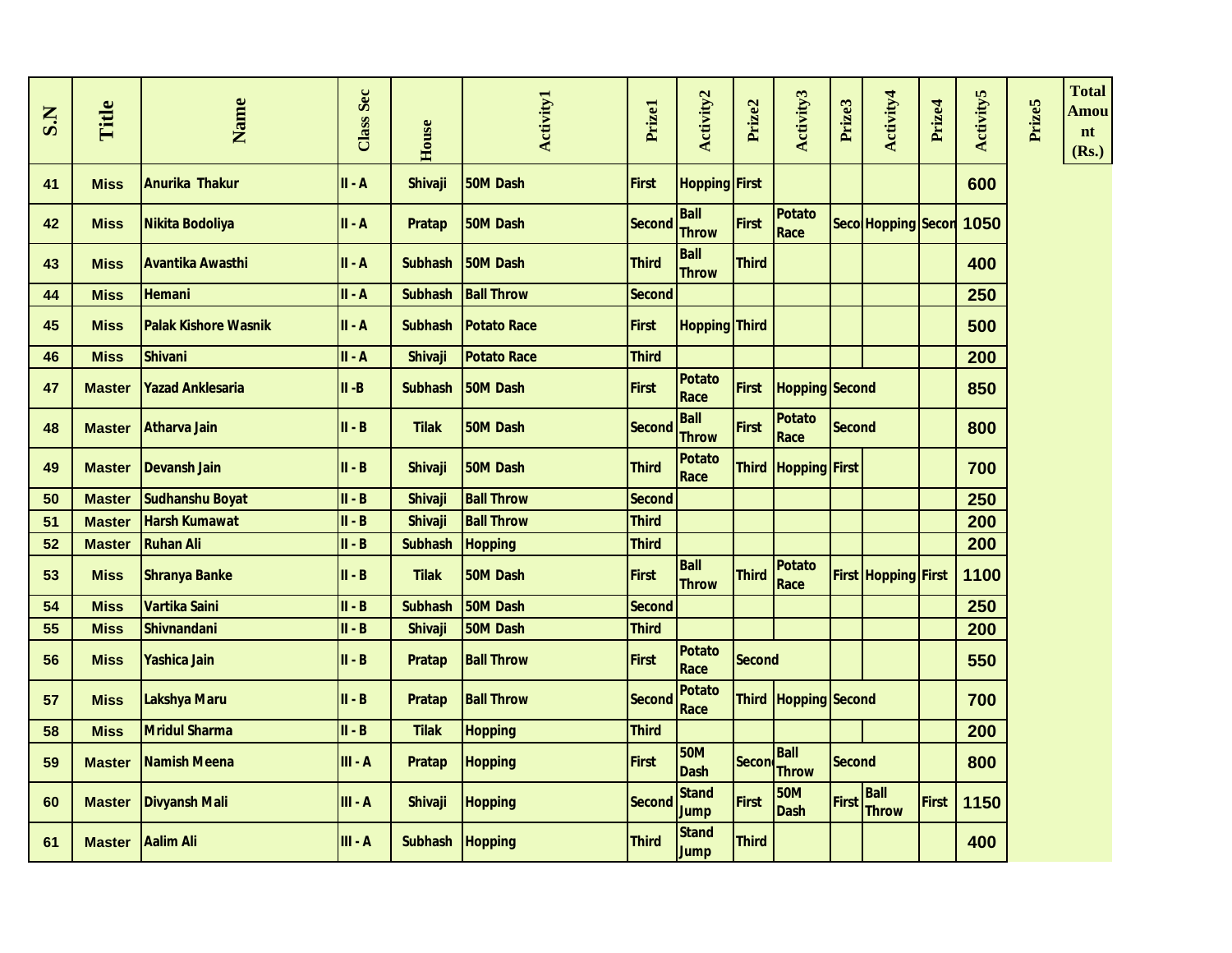| S.N | Title | Name | Class Sec | House | Activity1 | Prize1 | Activity2 | Prize2 | Activity3 | Prize3 | Activity4 | Prize4 | Activity5 | Prize5 | Total Amount (Rs.) |
|---|---|---|---|---|---|---|---|---|---|---|---|---|---|---|---|
| 41 | Miss | Anurika Thakur | II - A | Shivaji | 50M Dash | First | Hopping | First | | | | | 600 | | |
| 42 | Miss | Nikita Bodoliya | II - A | Pratap | 50M Dash | Second | Ball Throw | First | Potato Race | Seco | Hopping | Secon | 1050 | | |
| 43 | Miss | Avantika Awasthi | II - A | Subhash | 50M Dash | Third | Ball Throw | Third | | | | | 400 | | |
| 44 | Miss | Hemani | II - A | Subhash | Ball Throw | Second | | | | | | | 250 | | |
| 45 | Miss | Palak Kishore Wasnik | II - A | Subhash | Potato Race | First | Hopping | Third | | | | | 500 | | |
| 46 | Miss | Shivani | II - A | Shivaji | Potato Race | Third | | | | | | | 200 | | |
| 47 | Master | Yazad Anklesaria | II -B | Subhash | 50M Dash | First | Potato Race | First | Hopping | Second | | | 850 | | |
| 48 | Master | Atharva Jain | II - B | Tilak | 50M Dash | Second | Ball Throw | First | Potato Race | Second | | | 800 | | |
| 49 | Master | Devansh Jain | II - B | Shivaji | 50M Dash | Third | Potato Race | Third | Hopping | First | | | 700 | | |
| 50 | Master | Sudhanshu Boyat | II - B | Shivaji | Ball Throw | Second | | | | | | | 250 | | |
| 51 | Master | Harsh Kumawat | II - B | Shivaji | Ball Throw | Third | | | | | | | 200 | | |
| 52 | Master | Ruhan Ali | II - B | Subhash | Hopping | Third | | | | | | | 200 | | |
| 53 | Miss | Shranya Banke | II - B | Tilak | 50M Dash | First | Ball Throw | Third | Potato Race | First | Hopping | First | 1100 | | |
| 54 | Miss | Vartika Saini | II - B | Subhash | 50M Dash | Second | | | | | | | 250 | | |
| 55 | Miss | Shivnandani | II - B | Shivaji | 50M Dash | Third | | | | | | | 200 | | |
| 56 | Miss | Yashica Jain | II - B | Pratap | Ball Throw | First | Potato Race | Second | | | | | 550 | | |
| 57 | Miss | Lakshya Maru | II - B | Pratap | Ball Throw | Second | Potato Race | Third | Hopping | Second | | | 700 | | |
| 58 | Miss | Mridul Sharma | II - B | Tilak | Hopping | Third | | | | | | | 200 | | |
| 59 | Master | Namish Meena | III - A | Pratap | Hopping | First | 50M Dash | Secon | Ball Throw | Second | | | 800 | | |
| 60 | Master | Divyansh Mali | III - A | Shivaji | Hopping | Second | Stand Jump | First | 50M Dash | First | Ball Throw | First | 1150 | | |
| 61 | Master | Aalim Ali | III - A | Subhash | Hopping | Third | Stand Jump | Third | | | | | 400 | | |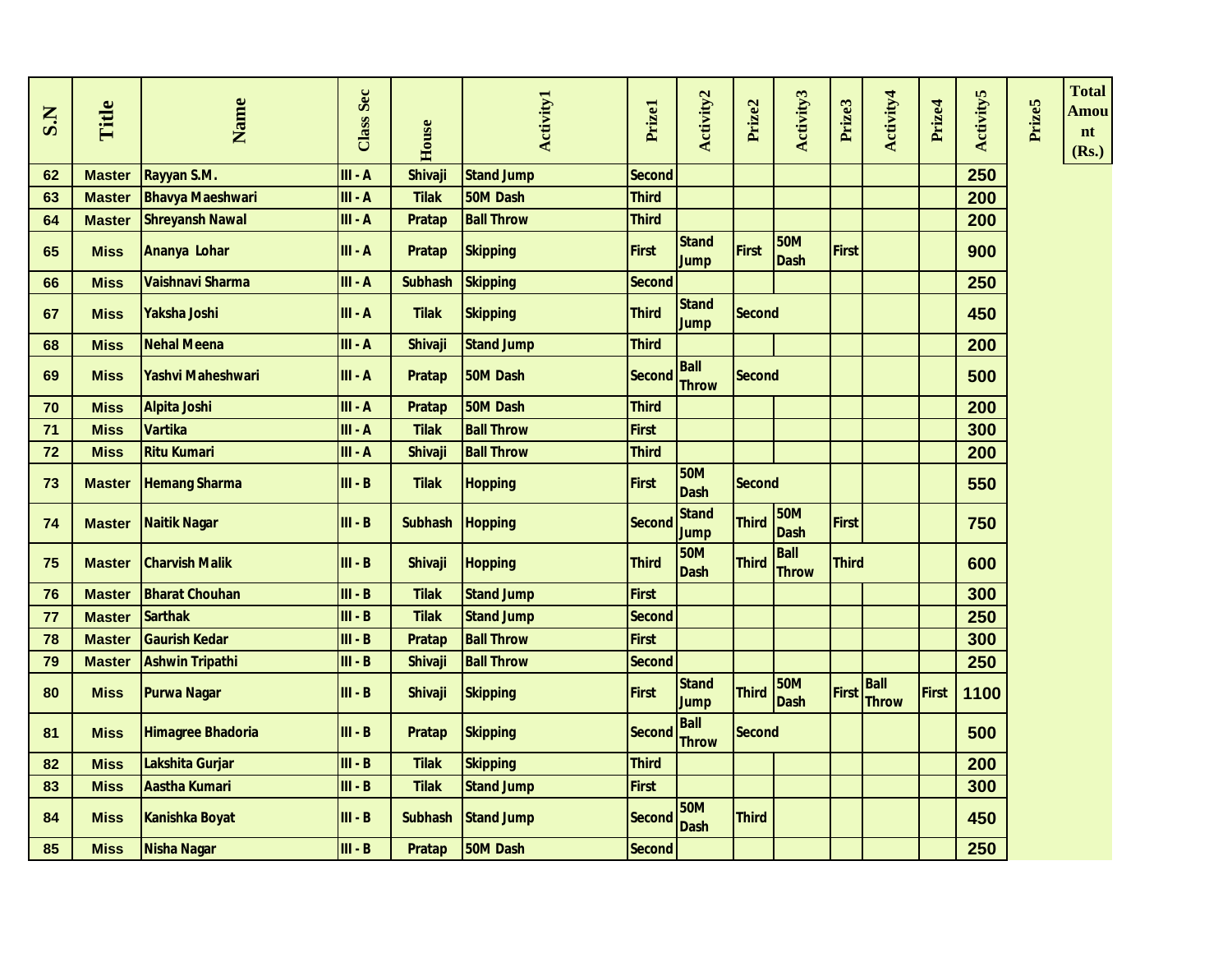| S.N | Title | Name | Class Sec | House | Activity1 | Prize1 | Activity2 | Prize2 | Activity3 | Prize3 | Activity4 | Prize4 | Activity5 | Prize5 | Total Amount (Rs.) |
|---|---|---|---|---|---|---|---|---|---|---|---|---|---|---|---|
| 62 | Master | Rayyan S.M. | III - A | Shivaji | Stand Jump | Second | | | | | | | 250 | | |
| 63 | Master | Bhavya Maeshwari | III - A | Tilak | 50M Dash | Third | | | | | | | 200 | | |
| 64 | Master | Shreyansh Nawal | III - A | Pratap | Ball Throw | Third | | | | | | | 200 | | |
| 65 | Miss | Ananya Lohar | III - A | Pratap | Skipping | First | Stand Jump | First | 50M Dash | First | | | 900 | | |
| 66 | Miss | Vaishnavi Sharma | III - A | Subhash | Skipping | Second | | | | | | | 250 | | |
| 67 | Miss | Yaksha Joshi | III - A | Tilak | Skipping | Third | Stand Jump | Second | | | | | 450 | | |
| 68 | Miss | Nehal Meena | III - A | Shivaji | Stand Jump | Third | | | | | | | 200 | | |
| 69 | Miss | Yashvi Maheshwari | III - A | Pratap | 50M Dash | Second | Ball Throw | Second | | | | | 500 | | |
| 70 | Miss | Alpita Joshi | III - A | Pratap | 50M Dash | Third | | | | | | | 200 | | |
| 71 | Miss | Vartika | III - A | Tilak | Ball Throw | First | | | | | | | 300 | | |
| 72 | Miss | Ritu Kumari | III - A | Shivaji | Ball Throw | Third | | | | | | | 200 | | |
| 73 | Master | Hemang Sharma | III - B | Tilak | Hopping | First | 50M Dash | Second | | | | | 550 | | |
| 74 | Master | Naitik Nagar | III - B | Subhash | Hopping | Second | Stand Jump | Third | 50M Dash | First | | | 750 | | |
| 75 | Master | Charvish Malik | III - B | Shivaji | Hopping | Third | 50M Dash | Third | Ball Throw | Third | | | 600 | | |
| 76 | Master | Bharat Chouhan | III - B | Tilak | Stand Jump | First | | | | | | | 300 | | |
| 77 | Master | Sarthak | III - B | Tilak | Stand Jump | Second | | | | | | | 250 | | |
| 78 | Master | Gaurish Kedar | III - B | Pratap | Ball Throw | First | | | | | | | 300 | | |
| 79 | Master | Ashwin Tripathi | III - B | Shivaji | Ball Throw | Second | | | | | | | 250 | | |
| 80 | Miss | Purwa Nagar | III - B | Shivaji | Skipping | First | Stand Jump | Third | 50M Dash | First | Ball Throw | First | 1100 | | |
| 81 | Miss | Himagree Bhadoria | III - B | Pratap | Skipping | Second | Ball Throw | Second | | | | | 500 | | |
| 82 | Miss | Lakshita Gurjar | III - B | Tilak | Skipping | Third | | | | | | | 200 | | |
| 83 | Miss | Aastha Kumari | III - B | Tilak | Stand Jump | First | | | | | | | 300 | | |
| 84 | Miss | Kanishka Boyat | III - B | Subhash | Stand Jump | Second | 50M Dash | Third | | | | | 450 | | |
| 85 | Miss | Nisha Nagar | III - B | Pratap | 50M Dash | Second | | | | | | | 250 | | |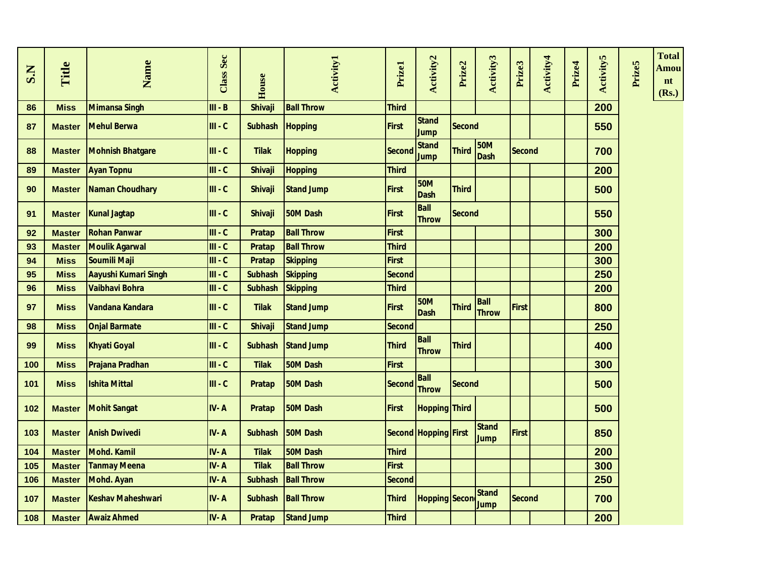| S.N | Title | Name | Class Sec | House | Activity1 | Prize1 | Activity2 | Prize2 | Activity3 | Prize3 | Activity4 | Prize4 | Activity5 | Prize5 | Total Amount (Rs.) |
|---|---|---|---|---|---|---|---|---|---|---|---|---|---|---|---|
| 86 | Miss | Mimansa Singh | III - B | Shivaji | Ball Throw | Third | | | | | | | 200 | | |
| 87 | Master | Mehul Berwa | III - C | Subhash | Hopping | First | Stand Jump | Second | | | | | 550 | | |
| 88 | Master | Mohnish Bhatgare | III - C | Tilak | Hopping | Second | Stand Jump | Third | 50M Dash | Second | | | 700 | | |
| 89 | Master | Ayan Topnu | III - C | Shivaji | Hopping | Third | | | | | | | 200 | | |
| 90 | Master | Naman Choudhary | III - C | Shivaji | Stand Jump | First | 50M Dash | Third | | | | | 500 | | |
| 91 | Master | Kunal Jagtap | III - C | Shivaji | 50M Dash | First | Ball Throw | Second | | | | | 550 | | |
| 92 | Master | Rohan Panwar | III - C | Pratap | Ball Throw | First | | | | | | | 300 | | |
| 93 | Master | Moulik Agarwal | III - C | Pratap | Ball Throw | Third | | | | | | | 200 | | |
| 94 | Miss | Soumili Maji | III - C | Pratap | Skipping | First | | | | | | | 300 | | |
| 95 | Miss | Aayushi Kumari Singh | III - C | Subhash | Skipping | Second | | | | | | | 250 | | |
| 96 | Miss | Vaibhavi Bohra | III - C | Subhash | Skipping | Third | | | | | | | 200 | | |
| 97 | Miss | Vandana Kandara | III - C | Tilak | Stand Jump | First | 50M Dash | Third | Ball Throw | First | | | 800 | | |
| 98 | Miss | Onjal Barmate | III - C | Shivaji | Stand Jump | Second | | | | | | | 250 | | |
| 99 | Miss | Khyati Goyal | III - C | Subhash | Stand Jump | Third | Ball Throw | Third | | | | | 400 | | |
| 100 | Miss | Prajana Pradhan | III - C | Tilak | 50M Dash | First | | | | | | | 300 | | |
| 101 | Miss | Ishita Mittal | III - C | Pratap | 50M Dash | Second | Ball Throw | Second | | | | | 500 | | |
| 102 | Master | Mohit Sangat | IV- A | Pratap | 50M Dash | First | Hopping | Third | | | | | 500 | | |
| 103 | Master | Anish Dwivedi | IV- A | Subhash | 50M Dash | Second | Hopping | First | Stand Jump | First | | | 850 | | |
| 104 | Master | Mohd. Kamil | IV- A | Tilak | 50M Dash | Third | | | | | | | 200 | | |
| 105 | Master | Tanmay Meena | IV- A | Tilak | Ball Throw | First | | | | | | | 300 | | |
| 106 | Master | Mohd. Ayan | IV- A | Subhash | Ball Throw | Second | | | | | | | 250 | | |
| 107 | Master | Keshav Maheshwari | IV- A | Subhash | Ball Throw | Third | Hopping | Secon | Stand Jump | Second | | | 700 | | |
| 108 | Master | Awaiz Ahmed | IV- A | Pratap | Stand Jump | Third | | | | | | | 200 | | |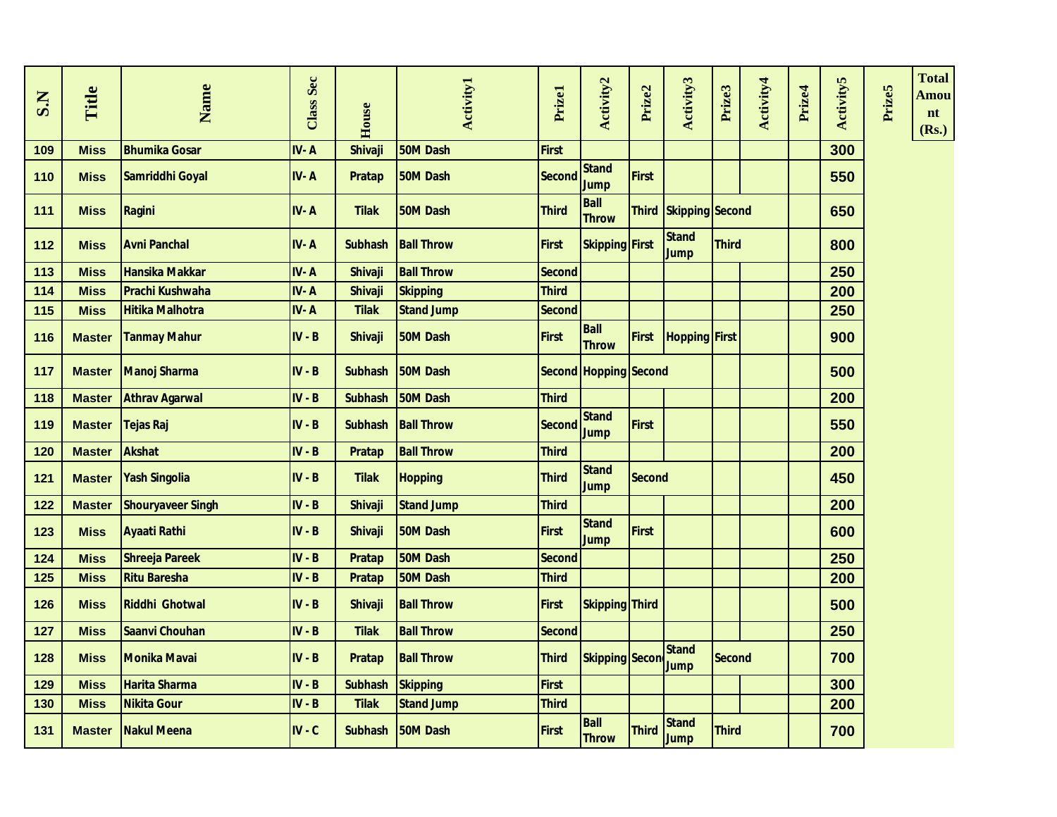| S.N | Title | Name | Class Sec | House | Activity1 | Prize1 | Activity2 | Prize2 | Activity3 | Prize3 | Activity4 | Prize4 | Activity5 | Prize5 | Total Amount (Rs.) |
|---|---|---|---|---|---|---|---|---|---|---|---|---|---|---|---|
| 109 | Miss | Bhumika Gosar | IV- A | Shivaji | 50M Dash | First | | | | | | | 300 | | |
| 110 | Miss | Samriddhi Goyal | IV- A | Pratap | 50M Dash | Second | Stand Jump | First | | | | | 550 | | |
| 111 | Miss | Ragini | IV- A | Tilak | 50M Dash | Third | Ball Throw | Third | Skipping | Second | | | 650 | | |
| 112 | Miss | Avni Panchal | IV- A | Subhash | Ball Throw | First | Skipping | First | Stand Jump | Third | | | 800 | | |
| 113 | Miss | Hansika Makkar | IV- A | Shivaji | Ball Throw | Second | | | | | | | 250 | | |
| 114 | Miss | Prachi Kushwaha | IV- A | Shivaji | Skipping | Third | | | | | | | 200 | | |
| 115 | Miss | Hitika Malhotra | IV- A | Tilak | Stand Jump | Second | | | | | | | 250 | | |
| 116 | Master | Tanmay Mahur | IV - B | Shivaji | 50M Dash | First | Ball Throw | First | Hopping | First | | | 900 | | |
| 117 | Master | Manoj Sharma | IV - B | Subhash | 50M Dash | Second | Hopping | Second | | | | | 500 | | |
| 118 | Master | Athrav Agarwal | IV - B | Subhash | 50M Dash | Third | | | | | | | 200 | | |
| 119 | Master | Tejas Raj | IV - B | Subhash | Ball Throw | Second | Stand Jump | First | | | | | 550 | | |
| 120 | Master | Akshat | IV - B | Pratap | Ball Throw | Third | | | | | | | 200 | | |
| 121 | Master | Yash Singolia | IV - B | Tilak | Hopping | Third | Stand Jump | Second | | | | | 450 | | |
| 122 | Master | Shouryaveer Singh | IV - B | Shivaji | Stand Jump | Third | | | | | | | 200 | | |
| 123 | Miss | Ayaati Rathi | IV - B | Shivaji | 50M Dash | First | Stand Jump | First | | | | | 600 | | |
| 124 | Miss | Shreeja Pareek | IV - B | Pratap | 50M Dash | Second | | | | | | | 250 | | |
| 125 | Miss | Ritu Baresha | IV - B | Pratap | 50M Dash | Third | | | | | | | 200 | | |
| 126 | Miss | Riddhi Ghotwal | IV - B | Shivaji | Ball Throw | First | Skipping | Third | | | | | 500 | | |
| 127 | Miss | Saanvi Chouhan | IV - B | Tilak | Ball Throw | Second | | | | | | | 250 | | |
| 128 | Miss | Monika Mavai | IV - B | Pratap | Ball Throw | Third | Skipping | Second | Stand Jump | Second | | | 700 | | |
| 129 | Miss | Harita Sharma | IV - B | Subhash | Skipping | First | | | | | | | 300 | | |
| 130 | Miss | Nikita Gour | IV - B | Tilak | Stand Jump | Third | | | | | | | 200 | | |
| 131 | Master | Nakul Meena | IV - C | Subhash | 50M Dash | First | Ball Throw | Third | Stand Jump | Third | | | 700 | | |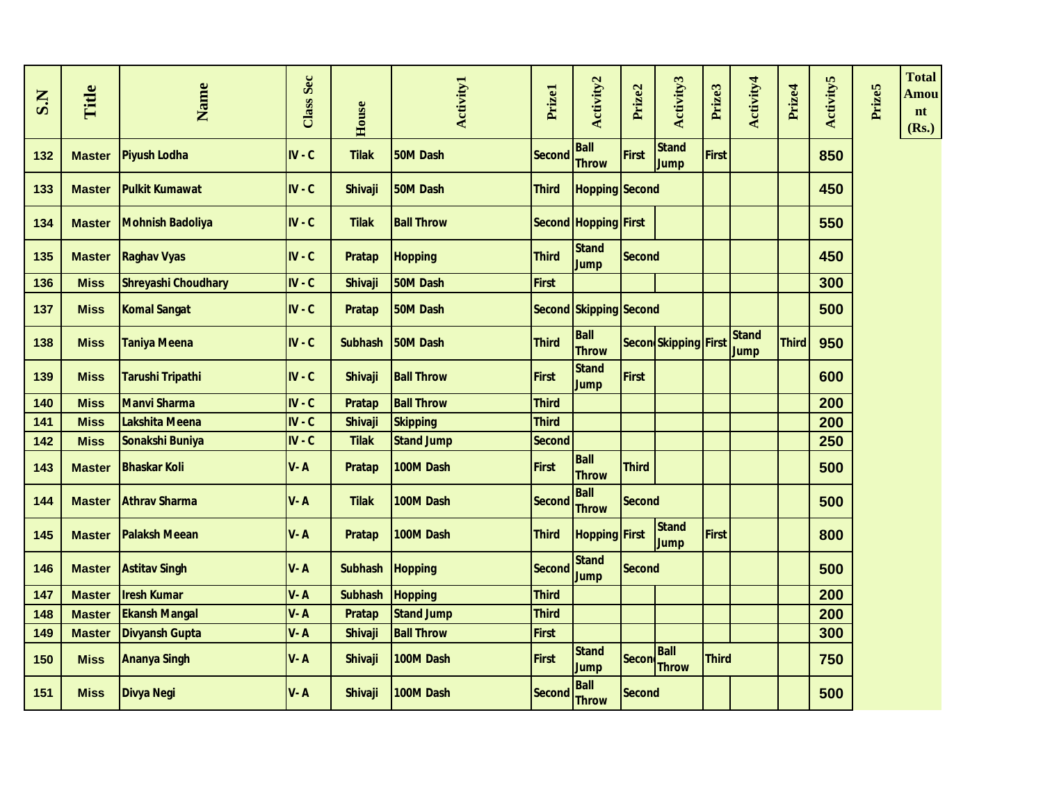| S.N | Title | Name | Class Sec | House | Activity1 | Prize1 | Activity2 | Prize2 | Activity3 | Prize3 | Activity4 | Prize4 | Activity5 | Prize5 | Total Amount (Rs.) |
|---|---|---|---|---|---|---|---|---|---|---|---|---|---|---|---|
| 132 | Master | Piyush Lodha | IV - C | Tilak | 50M Dash | Second | Ball Throw | First | Stand Jump | First | | | 850 | | |
| 133 | Master | Pulkit Kumawat | IV - C | Shivaji | 50M Dash | Third | Hopping | Second | | | | | 450 | | |
| 134 | Master | Mohnish Badoliya | IV - C | Tilak | Ball Throw | Second | Hopping | First | | | | | 550 | | |
| 135 | Master | Raghav Vyas | IV - C | Pratap | Hopping | Third | Stand Jump | Second | | | | | 450 | | |
| 136 | Miss | Shreyashi Choudhary | IV - C | Shivaji | 50M Dash | First | | | | | | | 300 | | |
| 137 | Miss | Komal Sangat | IV - C | Pratap | 50M Dash | Second | Skipping | Second | | | | | 500 | | |
| 138 | Miss | Taniya Meena | IV - C | Subhash | 50M Dash | Third | Ball Throw | Secon | Skipping | First | Stand Jump | Third | 950 | | |
| 139 | Miss | Tarushi Tripathi | IV - C | Shivaji | Ball Throw | First | Stand Jump | First | | | | | 600 | | |
| 140 | Miss | Manvi Sharma | IV - C | Pratap | Ball Throw | Third | | | | | | | 200 | | |
| 141 | Miss | Lakshita Meena | IV - C | Shivaji | Skipping | Third | | | | | | | 200 | | |
| 142 | Miss | Sonakshi Buniya | IV - C | Tilak | Stand Jump | Second | | | | | | | 250 | | |
| 143 | Master | Bhaskar Koli | V- A | Pratap | 100M Dash | First | Ball Throw | Third | | | | | 500 | | |
| 144 | Master | Athrav Sharma | V- A | Tilak | 100M Dash | Second | Ball Throw | Second | | | | | 500 | | |
| 145 | Master | Palaksh Meean | V- A | Pratap | 100M Dash | Third | Hopping | First | Stand Jump | First | | | 800 | | |
| 146 | Master | Astitav Singh | V- A | Subhash | Hopping | Second | Stand Jump | Second | | | | | 500 | | |
| 147 | Master | Iresh Kumar | V- A | Subhash | Hopping | Third | | | | | | | 200 | | |
| 148 | Master | Ekansh Mangal | V- A | Pratap | Stand Jump | Third | | | | | | | 200 | | |
| 149 | Master | Divyansh Gupta | V- A | Shivaji | Ball Throw | First | | | | | | | 300 | | |
| 150 | Miss | Ananya Singh | V- A | Shivaji | 100M Dash | First | Stand Jump | Secon | Ball Throw | Third | | | 750 | | |
| 151 | Miss | Divya Negi | V- A | Shivaji | 100M Dash | Second | Ball Throw | Second | | | | | 500 | | |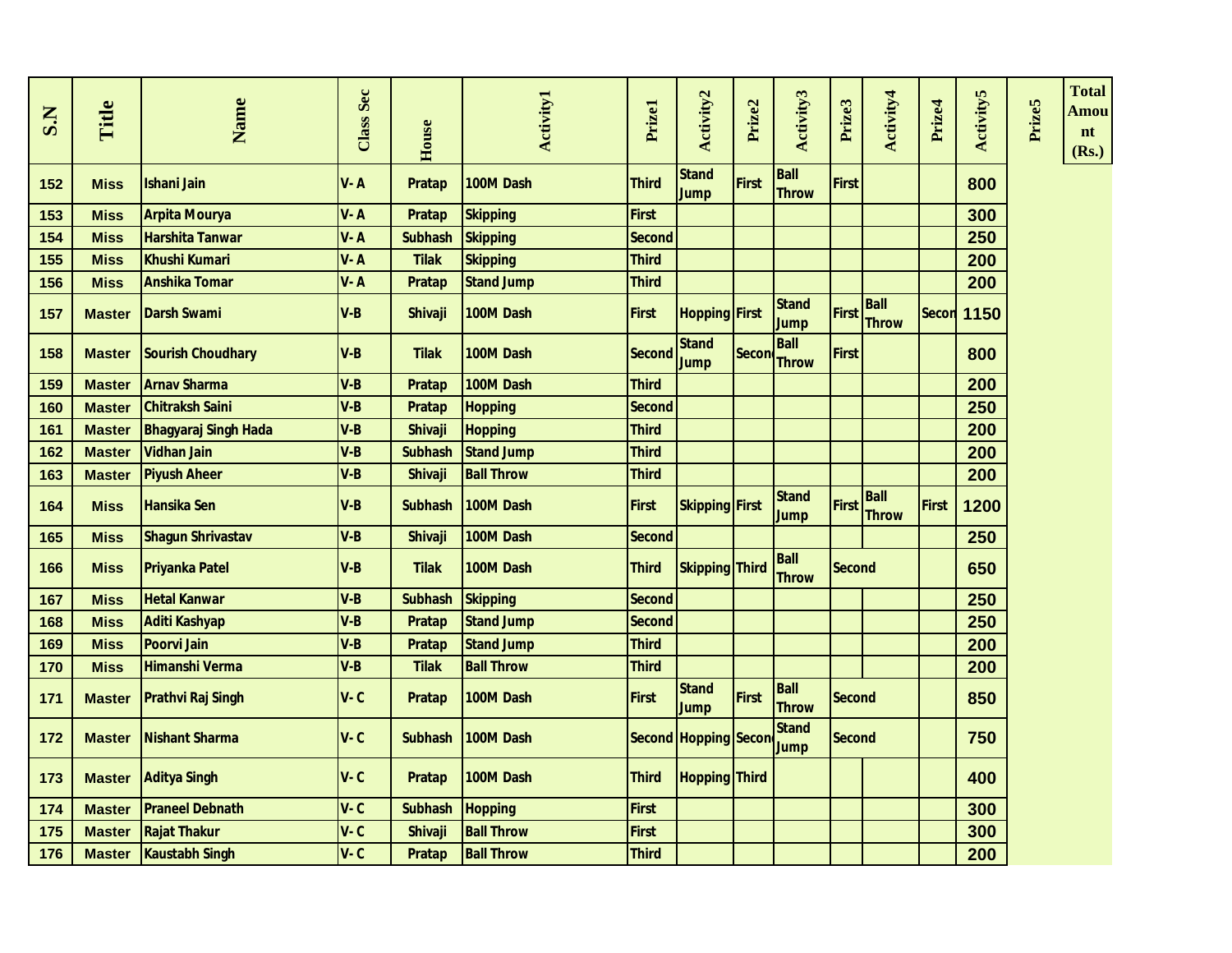| S.N | Title | Name | Class Sec | House | Activity1 | Prize1 | Activity2 | Prize2 | Activity3 | Prize3 | Activity4 | Prize4 | Activity5 | Prize5 | Total Amount (Rs.) |
|---|---|---|---|---|---|---|---|---|---|---|---|---|---|---|---|
| 152 | Miss | Ishani Jain | V- A | Pratap | 100M Dash | Third | Stand Jump | First | Ball Throw | First | | | 800 | | |
| 153 | Miss | Arpita Mourya | V- A | Pratap | Skipping | First | | | | | | | 300 | | |
| 154 | Miss | Harshita Tanwar | V- A | Subhash | Skipping | Second | | | | | | | 250 | | |
| 155 | Miss | Khushi Kumari | V- A | Tilak | Skipping | Third | | | | | | | 200 | | |
| 156 | Miss | Anshika Tomar | V- A | Pratap | Stand Jump | Third | | | | | | | 200 | | |
| 157 | Master | Darsh Swami | V-B | Shivaji | 100M Dash | First | Hopping | First | Stand Jump | First | Ball Throw | Second | 1150 | | |
| 158 | Master | Sourish Choudhary | V-B | Tilak | 100M Dash | Second | Stand Jump | Second | Ball Throw | First | | | 800 | | |
| 159 | Master | Arnav Sharma | V-B | Pratap | 100M Dash | Third | | | | | | | 200 | | |
| 160 | Master | Chitraksh Saini | V-B | Pratap | Hopping | Second | | | | | | | 250 | | |
| 161 | Master | Bhagyaraj Singh Hada | V-B | Shivaji | Hopping | Third | | | | | | | 200 | | |
| 162 | Master | Vidhan Jain | V-B | Subhash | Stand Jump | Third | | | | | | | 200 | | |
| 163 | Master | Piyush Aheer | V-B | Shivaji | Ball Throw | Third | | | | | | | 200 | | |
| 164 | Miss | Hansika Sen | V-B | Subhash | 100M Dash | First | Skipping | First | Stand Jump | First | Ball Throw | First | 1200 | | |
| 165 | Miss | Shagun Shrivastav | V-B | Shivaji | 100M Dash | Second | | | | | | | 250 | | |
| 166 | Miss | Priyanka Patel | V-B | Tilak | 100M Dash | Third | Skipping | Third | Ball Throw | Second | | | 650 | | |
| 167 | Miss | Hetal Kanwar | V-B | Subhash | Skipping | Second | | | | | | | 250 | | |
| 168 | Miss | Aditi Kashyap | V-B | Pratap | Stand Jump | Second | | | | | | | 250 | | |
| 169 | Miss | Poorvi Jain | V-B | Pratap | Stand Jump | Third | | | | | | | 200 | | |
| 170 | Miss | Himanshi Verma | V-B | Tilak | Ball Throw | Third | | | | | | | 200 | | |
| 171 | Master | Prathvi Raj Singh | V- C | Pratap | 100M Dash | First | Stand Jump | First | Ball Throw | Second | | | 850 | | |
| 172 | Master | Nishant Sharma | V- C | Subhash | 100M Dash | Second | Hopping | Second | Stand Jump | Second | | | 750 | | |
| 173 | Master | Aditya Singh | V- C | Pratap | 100M Dash | Third | Hopping | Third | | | | | 400 | | |
| 174 | Master | Praneel Debnath | V- C | Subhash | Hopping | First | | | | | | | 300 | | |
| 175 | Master | Rajat Thakur | V- C | Shivaji | Ball Throw | First | | | | | | | 300 | | |
| 176 | Master | Kaustabh Singh | V- C | Pratap | Ball Throw | Third | | | | | | | 200 | | |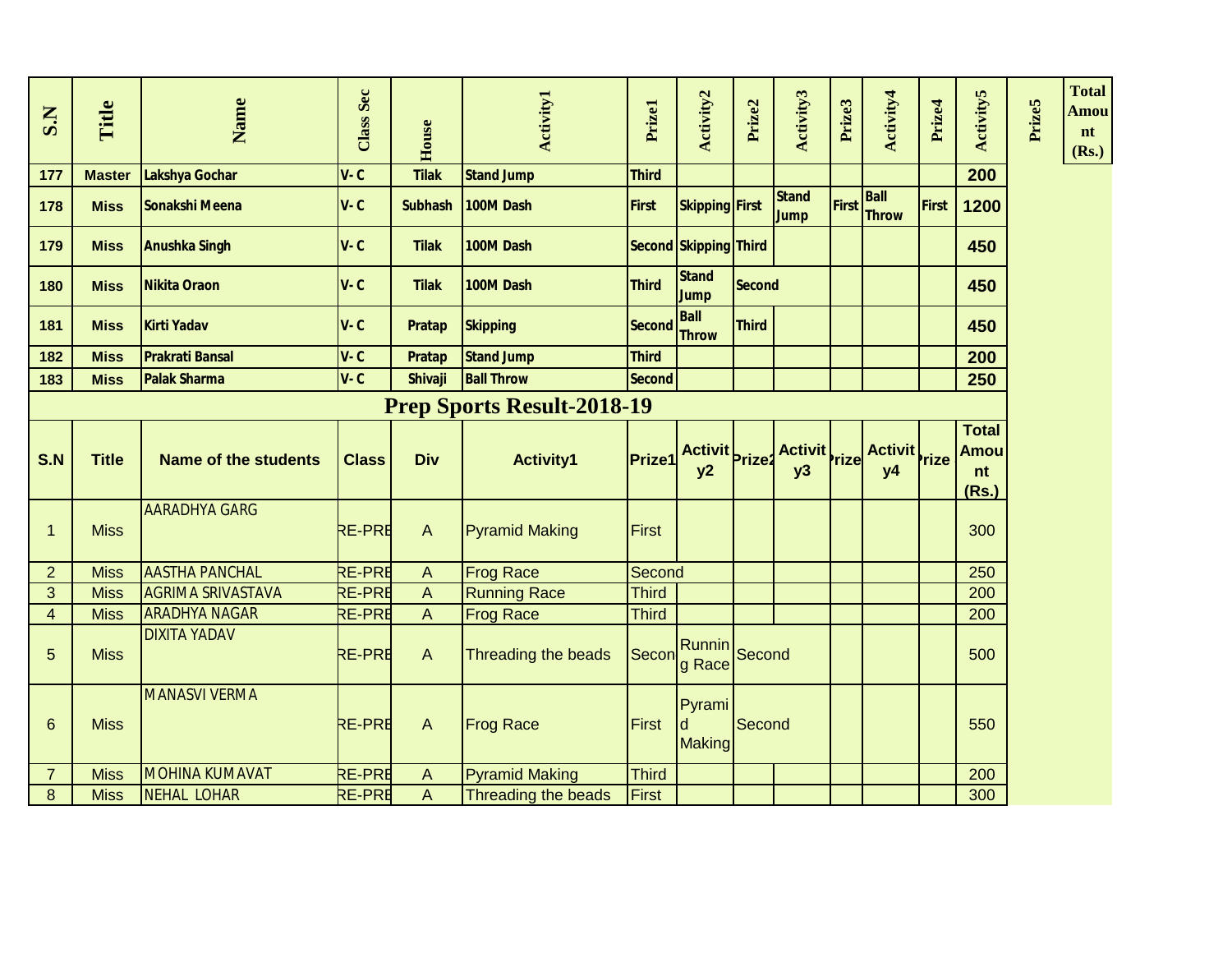| S.N | Title | Name | Class Sec | House | Activity1 | Prize1 | Activity2 | Prize2 | Activity3 | Prize3 | Activity4 | Prize4 | Activity5 | Prize5 | Total Amount (Rs.) |
|---|---|---|---|---|---|---|---|---|---|---|---|---|---|---|---|
| 177 | Master | Lakshya Gochar | V- C | Tilak | Stand Jump | Third | | | | | | | 200 | | |
| 178 | Miss | Sonakshi Meena | V- C | Subhash | 100M Dash | First | Skipping | First | Stand Jump | First | Ball Throw | First | 1200 | | |
| 179 | Miss | Anushka Singh | V- C | Tilak | 100M Dash | Second | Skipping | Third | | | | | 450 | | |
| 180 | Miss | Nikita Oraon | V- C | Tilak | 100M Dash | Third | Stand Jump | Second | | | | | 450 | | |
| 181 | Miss | Kirti Yadav | V- C | Pratap | Skipping | Second | Ball Throw | Third | | | | | 450 | | |
| 182 | Miss | Prakrati Bansal | V- C | Pratap | Stand Jump | Third | | | | | | | 200 | | |
| 183 | Miss | Palak Sharma | V- C | Shivaji | Ball Throw | Second | | | | | | | 250 | | |

## Prep Sports Result-2018-19

| S.N | Title | Name of the students | Class | Div | Activity1 | Prize1 | Activity2 | Prize2 | Activity3 | Prize3 | Activity4 | Prize4 | Total Amount (Rs.) |
|---|---|---|---|---|---|---|---|---|---|---|---|---|---|
| 1 | Miss | AARADHYA GARG | RE-PRE | A | Pyramid Making | First | | | | | | | 300 |
| 2 | Miss | AASTHA PANCHAL | RE-PRE | A | Frog Race | Second | | | | | | | 250 |
| 3 | Miss | AGRIMA SRIVASTAVA | RE-PRE | A | Running Race | Third | | | | | | | 200 |
| 4 | Miss | ARADHYA NAGAR | RE-PRE | A | Frog Race | Third | | | | | | | 200 |
| 5 | Miss | DIXITA YADAV | RE-PRE | A | Threading the beads | Secon | Running Race | Second | | | | | 500 |
| 6 | Miss | MANASVI VERMA | RE-PRE | A | Frog Race | First | Pyramid Making | Second | | | | | 550 |
| 7 | Miss | MOHINA KUMAVAT | RE-PRE | A | Pyramid Making | Third | | | | | | | 200 |
| 8 | Miss | NEHAL LOHAR | RE-PRE | A | Threading the beads | First | | | | | | | 300 |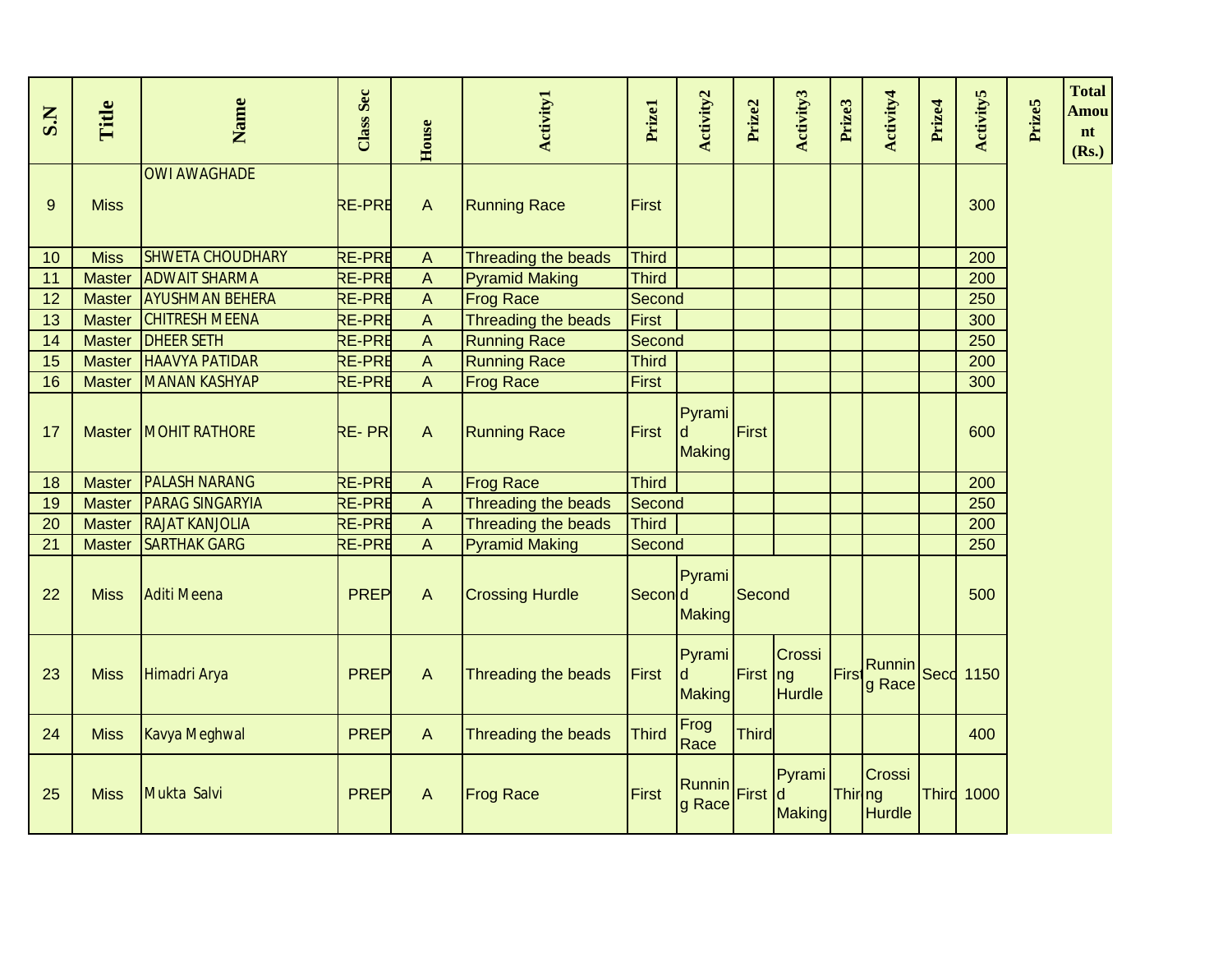| S.N | Title | Name | Class Sec | House | Activity1 | Prize1 | Activity2 | Prize2 | Activity3 | Prize3 | Activity4 | Prize4 | Activity5 | Prize5 | Total Amount (Rs.) |
|---|---|---|---|---|---|---|---|---|---|---|---|---|---|---|---|
| 9 | Miss | OWI AWAGHADE | RE-PRE | A | Running Race | First | | | | | | | 300 | | |
| 10 | Miss | SHWETA CHOUDHARY | RE-PRE | A | Threading the beads | Third | | | | | | | 200 | | |
| 11 | Master | ADWAIT SHARMA | RE-PRE | A | Pyramid Making | Third | | | | | | | 200 | | |
| 12 | Master | AYUSHMAN BEHERA | RE-PRE | A | Frog Race | Second | | | | | | | 250 | | |
| 13 | Master | CHITRESH MEENA | RE-PRE | A | Threading the beads | First | | | | | | | 300 | | |
| 14 | Master | DHEER SETH | RE-PRE | A | Running Race | Second | | | | | | | 250 | | |
| 15 | Master | HAAVYA PATIDAR | RE-PRE | A | Running Race | Third | | | | | | | 200 | | |
| 16 | Master | MANAN KASHYAP | RE-PRE | A | Frog Race | First | | | | | | | 300 | | |
| 17 | Master | MOHIT RATHORE | RE- PR | A | Running Race | First | Pyramid Making | First | | | | | 600 | | |
| 18 | Master | PALASH NARANG | RE-PRE | A | Frog Race | Third | | | | | | | 200 | | |
| 19 | Master | PARAG SINGARYIA | RE-PRE | A | Threading the beads | Second | | | | | | | 250 | | |
| 20 | Master | RAJAT KANJOLIA | RE-PRE | A | Threading the beads | Third | | | | | | | 200 | | |
| 21 | Master | SARTHAK GARG | RE-PRE | A | Pyramid Making | Second | | | | | | | 250 | | |
| 22 | Miss | Aditi Meena | PREP | A | Crossing Hurdle | Secon | Pyramid Making | Second | | | | | 500 | | |
| 23 | Miss | Himadri Arya | PREP | A | Threading the beads | First | Pyramid Making | First | Crossing Hurdle | Firs | Running Race | Seco | 1150 | | |
| 24 | Miss | Kavya Meghwal | PREP | A | Threading the beads | Third | Frog Race | Third | | | | | 400 | | |
| 25 | Miss | Mukta Salvi | PREP | A | Frog Race | First | Running Race | First | Pyramid Making | Thir | Crossing Hurdle | Third | 1000 | | |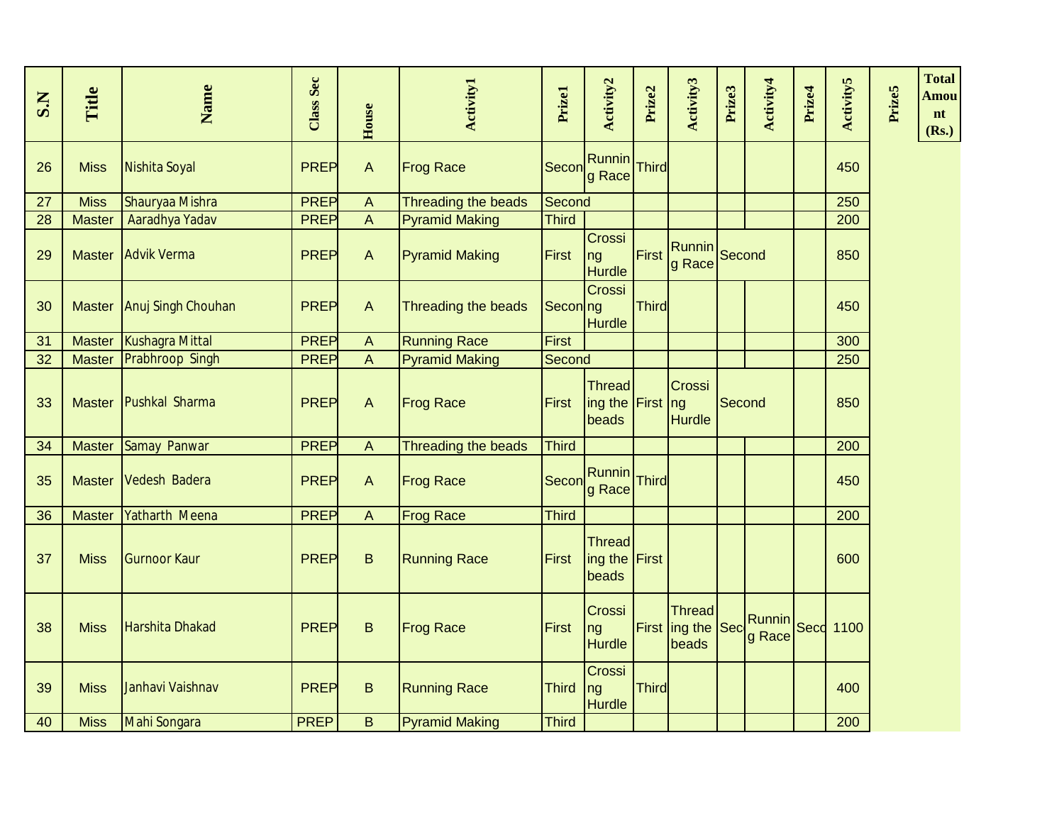| S.N | Title | Name | Class Sec | House | Activity1 | Prize1 | Activity2 | Prize2 | Activity3 | Prize3 | Activity4 | Prize4 | Activity5 | Prize5 | Total Amount (Rs.) |
|---|---|---|---|---|---|---|---|---|---|---|---|---|---|---|---|
| 26 | Miss | Nishita Soyal | PREP | A | Frog Race | Secon | Running Race | Third | | | | | 450 | | |
| 27 | Miss | Shauryaa Mishra | PREP | A | Threading the beads | Second | | | | | | | 250 | | |
| 28 | Master | Aaradhya Yadav | PREP | A | Pyramid Making | Third | | | | | | | 200 | | |
| 29 | Master | Advik Verma | PREP | A | Pyramid Making | First | Crossing Hurdle | First | Running Race | Second | | | 850 | | |
| 30 | Master | Anuj Singh Chouhan | PREP | A | Threading the beads | Secon | Crossing Hurdle | Third | | | | | 450 | | |
| 31 | Master | Kushagra Mittal | PREP | A | Running Race | First | | | | | | | 300 | | |
| 32 | Master | Prabhroop Singh | PREP | A | Pyramid Making | Second | | | | | | | 250 | | |
| 33 | Master | Pushkal Sharma | PREP | A | Frog Race | First | Threading the beads | First | Crossing Hurdle | Second | | | 850 | | |
| 34 | Master | Samay Panwar | PREP | A | Threading the beads | Third | | | | | | | 200 | | |
| 35 | Master | Vedesh Badera | PREP | A | Frog Race | Secon | Running Race | Third | | | | | 450 | | |
| 36 | Master | Yatharth Meena | PREP | A | Frog Race | Third | | | | | | | 200 | | |
| 37 | Miss | Gurnoor Kaur | PREP | B | Running Race | First | Threading the beads | First | | | | | 600 | | |
| 38 | Miss | Harshita Dhakad | PREP | B | Frog Race | First | Crossing Hurdle | First | Threading the beads | Sec | Running Race | Seco | 1100 | | |
| 39 | Miss | Janhavi Vaishnav | PREP | B | Running Race | Third | Crossing Hurdle | Third | | | | | 400 | | |
| 40 | Miss | Mahi Songara | PREP | B | Pyramid Making | Third | | | | | | | 200 | | |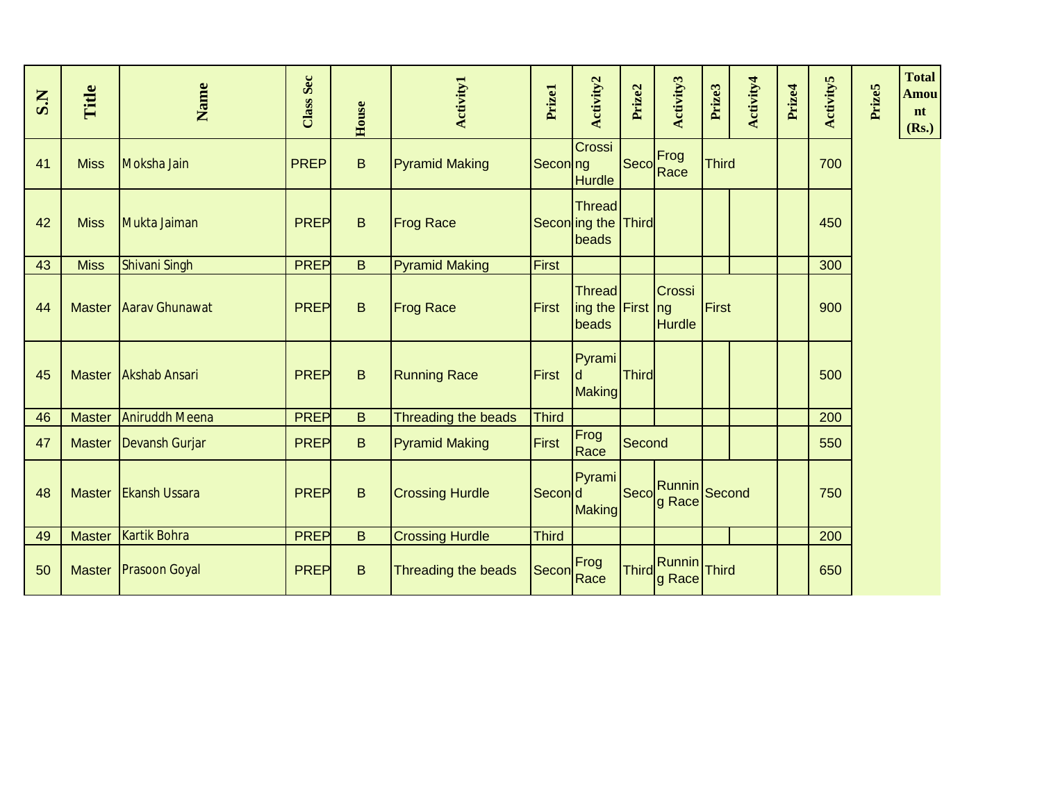| S.N | Title | Name | Class Sec | House | Activity1 | Prize1 | Activity2 | Prize2 | Activity3 | Prize3 | Activity4 | Prize4 | Activity5 | Prize5 | Total Amount (Rs.) |
|---|---|---|---|---|---|---|---|---|---|---|---|---|---|---|---|
| 41 | Miss | Moksha Jain | PREP | B | Pyramid Making | Secon | Crossing Hurdle | Seco | Frog Race | Third | | | 700 | | |
| 42 | Miss | Mukta Jaiman | PREP | B | Frog Race | Secon | Threading the beads | Third | | | | | 450 | | |
| 43 | Miss | Shivani Singh | PREP | B | Pyramid Making | First | | | | | | | 300 | | |
| 44 | Master | Aarav Ghunawat | PREP | B | Frog Race | First | Threading the beads | First | Crossing Hurdle | First | | | 900 | | |
| 45 | Master | Akshab Ansari | PREP | B | Running Race | First | Pyramid Making | Third | | | | | 500 | | |
| 46 | Master | Aniruddh Meena | PREP | B | Threading the beads | Third | | | | | | | 200 | | |
| 47 | Master | Devansh Gurjar | PREP | B | Pyramid Making | First | Frog Race | Second | | | | | 550 | | |
| 48 | Master | Ekansh Ussara | PREP | B | Crossing Hurdle | Secon | Pyramid Making | Seco | Running Race | Second | | | 750 | | |
| 49 | Master | Kartik Bohra | PREP | B | Crossing Hurdle | Third | | | | | | | 200 | | |
| 50 | Master | Prasoon Goyal | PREP | B | Threading the beads | Secon | Frog Race | Third | Running Race | Third | | | 650 | | |